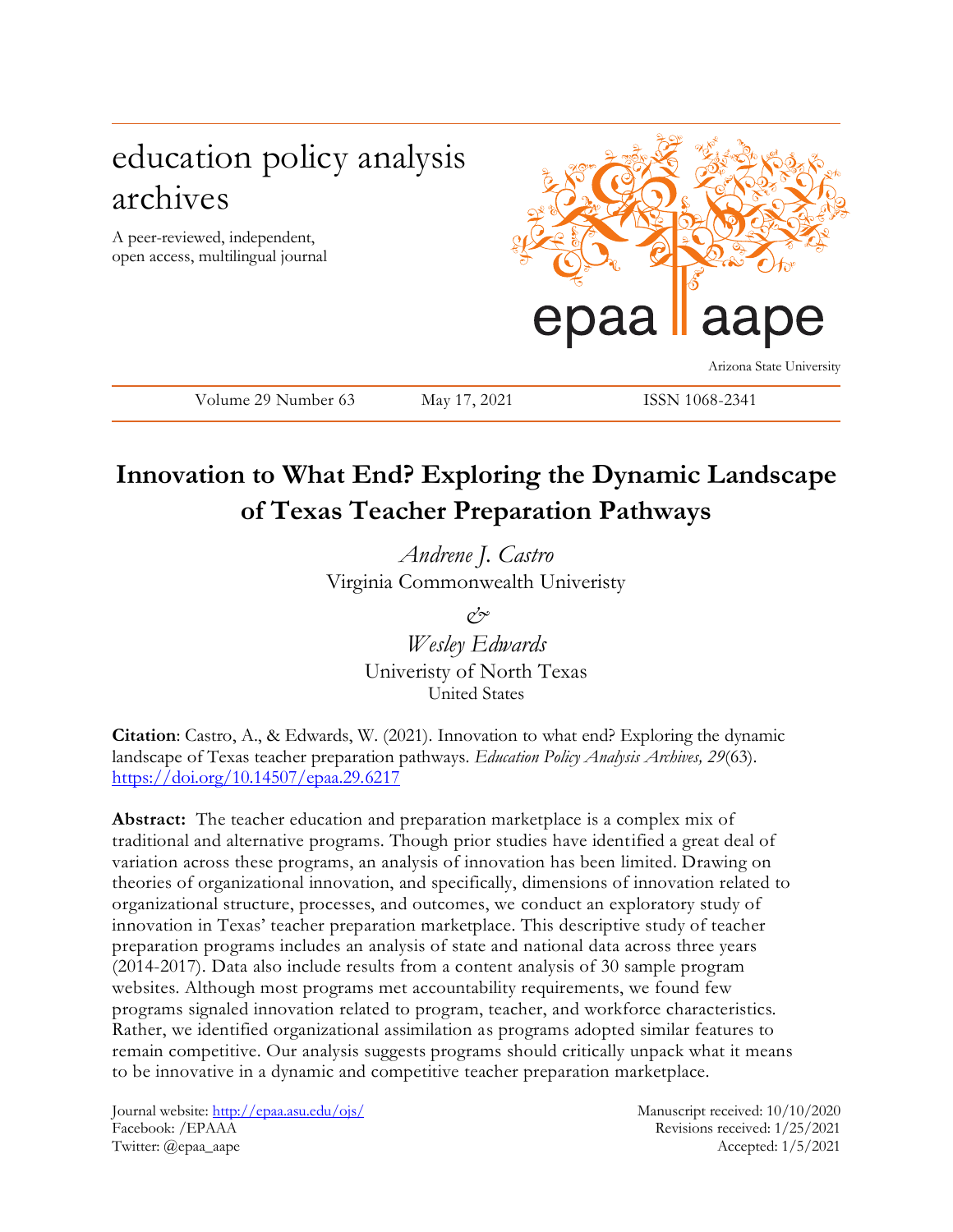education policy analysis archives

A peer-reviewed, independent, open access, multilingual journal

epaa aape

Arizona State University

Volume 29 Number 63 May 17, 2021 ISSN 1068-2341

# Innovation to What End? Exploring the Dynamic Landscape of Texas Teacher Preparation Pathways

*Andrene J. Castro*
Virginia Commonwealth Univeristy

&

*Wesley Edwards*
Univeristy of North Texas
United States

**Citation**: Castro, A., & Edwards, W. (2021). Innovation to what end? Exploring the dynamic landscape of Texas teacher preparation pathways. *Education Policy Analysis Archives, 29*(63). https://doi.org/10.14507/epaa.29.6217

**Abstract:** The teacher education and preparation marketplace is a complex mix of traditional and alternative programs. Though prior studies have identified a great deal of variation across these programs, an analysis of innovation has been limited. Drawing on theories of organizational innovation, and specifically, dimensions of innovation related to organizational structure, processes, and outcomes, we conduct an exploratory study of innovation in Texas' teacher preparation marketplace. This descriptive study of teacher preparation programs includes an analysis of state and national data across three years (2014-2017). Data also include results from a content analysis of 30 sample program websites. Although most programs met accountability requirements, we found few programs signaled innovation related to program, teacher, and workforce characteristics. Rather, we identified organizational assimilation as programs adopted similar features to remain competitive. Our analysis suggests programs should critically unpack what it means to be innovative in a dynamic and competitive teacher preparation marketplace.

Journal website: http://epaa.asu.edu/ojs/
Facebook: /EPAAA
Twitter: @epaa_aape

Manuscript received: 10/10/2020
Revisions received: 1/25/2021
Accepted: 1/5/2021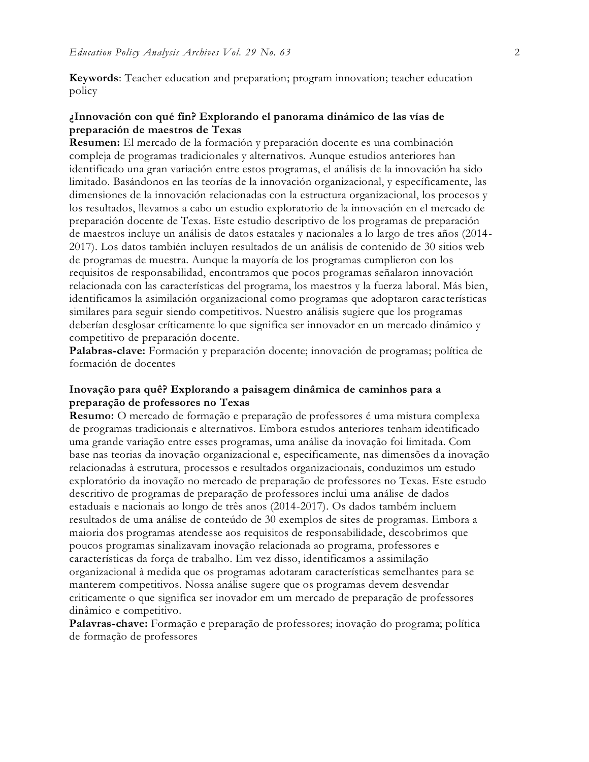**Keywords**: Teacher education and preparation; program innovation; teacher education policy

**¿Innovación con qué fin? Explorando el panorama dinámico de las vías de preparación de maestros de Texas**

**Resumen:** El mercado de la formación y preparación docente es una combinación compleja de programas tradicionales y alternativos. Aunque estudios anteriores han identificado una gran variación entre estos programas, el análisis de la innovación ha sido limitado. Basándonos en las teorías de la innovación organizacional, y específicamente, las dimensiones de la innovación relacionadas con la estructura organizacional, los procesos y los resultados, llevamos a cabo un estudio exploratorio de la innovación en el mercado de preparación docente de Texas. Este estudio descriptivo de los programas de preparación de maestros incluye un análisis de datos estatales y nacionales a lo largo de tres años (2014-2017). Los datos también incluyen resultados de un análisis de contenido de 30 sitios web de programas de muestra. Aunque la mayoría de los programas cumplieron con los requisitos de responsabilidad, encontramos que pocos programas señalaron innovación relacionada con las características del programa, los maestros y la fuerza laboral. Más bien, identificamos la asimilación organizacional como programas que adoptaron características similares para seguir siendo competitivos. Nuestro análisis sugiere que los programas deberían desglosar críticamente lo que significa ser innovador en un mercado dinámico y competitivo de preparación docente.

**Palabras-clave:** Formación y preparación docente; innovación de programas; política de formación de docentes

**Inovação para quê? Explorando a paisagem dinâmica de caminhos para a preparação de professores no Texas**

**Resumo:** O mercado de formação e preparação de professores é uma mistura complexa de programas tradicionais e alternativos. Embora estudos anteriores tenham identificado uma grande variação entre esses programas, uma análise da inovação foi limitada. Com base nas teorias da inovação organizacional e, especificamente, nas dimensões da inovação relacionadas à estrutura, processos e resultados organizacionais, conduzimos um estudo exploratório da inovação no mercado de preparação de professores no Texas. Este estudo descritivo de programas de preparação de professores inclui uma análise de dados estaduais e nacionais ao longo de três anos (2014-2017). Os dados também incluem resultados de uma análise de conteúdo de 30 exemplos de sites de programas. Embora a maioria dos programas atendesse aos requisitos de responsabilidade, descobrimos que poucos programas sinalizavam inovação relacionada ao programa, professores e características da força de trabalho. Em vez disso, identificamos a assimilação organizacional à medida que os programas adotaram características semelhantes para se manterem competitivos. Nossa análise sugere que os programas devem desvendar criticamente o que significa ser inovador em um mercado de preparação de professores dinâmico e competitivo.

**Palavras-chave:** Formação e preparação de professores; inovação do programa; política de formação de professores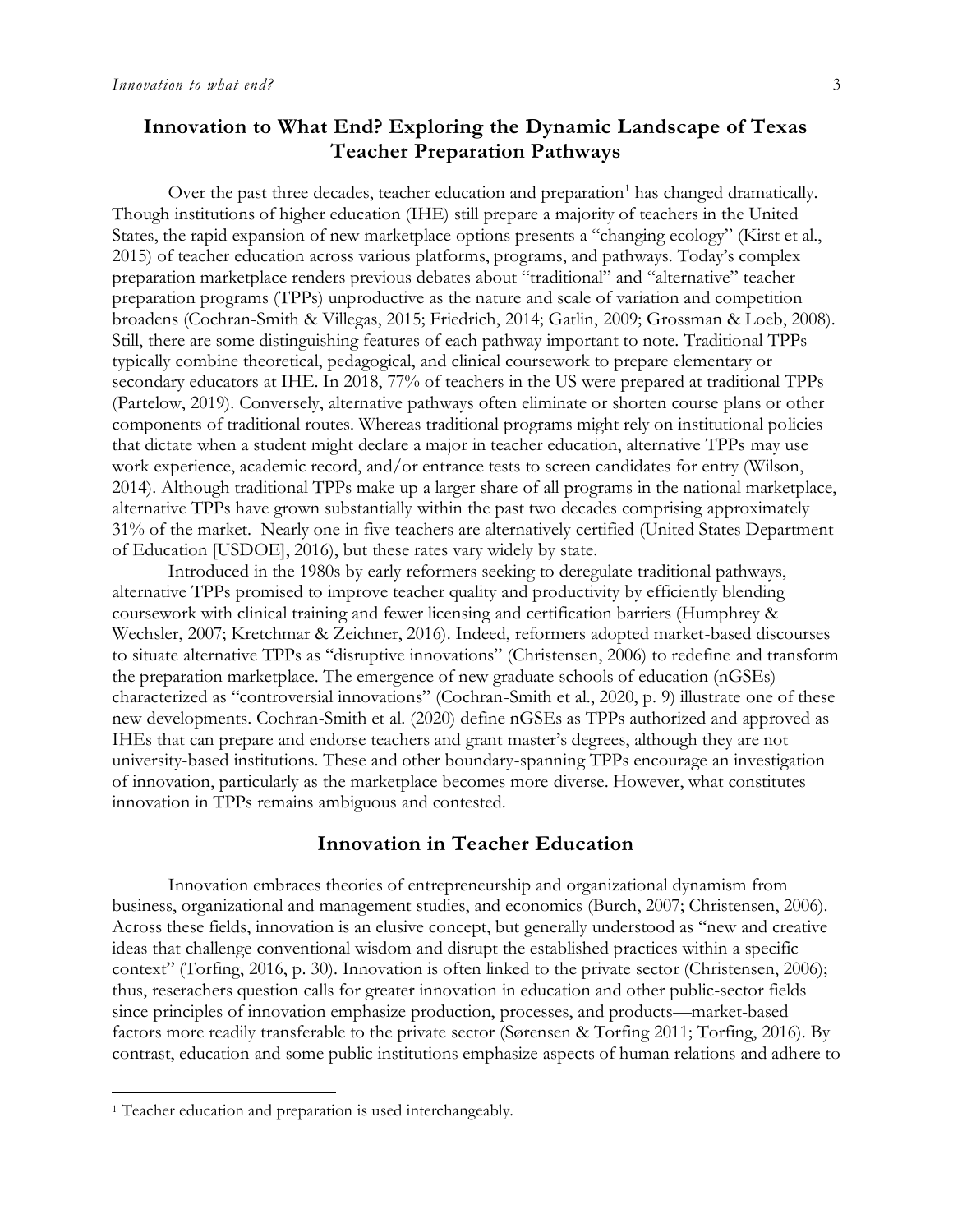## Innovation to What End? Exploring the Dynamic Landscape of Texas Teacher Preparation Pathways

Over the past three decades, teacher education and preparation[1] has changed dramatically. Though institutions of higher education (IHE) still prepare a majority of teachers in the United States, the rapid expansion of new marketplace options presents a "changing ecology" (Kirst et al., 2015) of teacher education across various platforms, programs, and pathways. Today's complex preparation marketplace renders previous debates about "traditional" and "alternative" teacher preparation programs (TPPs) unproductive as the nature and scale of variation and competition broadens (Cochran-Smith & Villegas, 2015; Friedrich, 2014; Gatlin, 2009; Grossman & Loeb, 2008). Still, there are some distinguishing features of each pathway important to note. Traditional TPPs typically combine theoretical, pedagogical, and clinical coursework to prepare elementary or secondary educators at IHE. In 2018, 77% of teachers in the US were prepared at traditional TPPs (Partelow, 2019). Conversely, alternative pathways often eliminate or shorten course plans or other components of traditional routes. Whereas traditional programs might rely on institutional policies that dictate when a student might declare a major in teacher education, alternative TPPs may use work experience, academic record, and/or entrance tests to screen candidates for entry (Wilson, 2014). Although traditional TPPs make up a larger share of all programs in the national marketplace, alternative TPPs have grown substantially within the past two decades comprising approximately 31% of the market. Nearly one in five teachers are alternatively certified (United States Department of Education [USDOE], 2016), but these rates vary widely by state.

Introduced in the 1980s by early reformers seeking to deregulate traditional pathways, alternative TPPs promised to improve teacher quality and productivity by efficiently blending coursework with clinical training and fewer licensing and certification barriers (Humphrey & Wechsler, 2007; Kretchmar & Zeichner, 2016). Indeed, reformers adopted market-based discourses to situate alternative TPPs as "disruptive innovations" (Christensen, 2006) to redefine and transform the preparation marketplace. The emergence of new graduate schools of education (nGSEs) characterized as "controversial innovations" (Cochran-Smith et al., 2020, p. 9) illustrate one of these new developments. Cochran-Smith et al. (2020) define nGSEs as TPPs authorized and approved as IHEs that can prepare and endorse teachers and grant master's degrees, although they are not university-based institutions. These and other boundary-spanning TPPs encourage an investigation of innovation, particularly as the marketplace becomes more diverse. However, what constitutes innovation in TPPs remains ambiguous and contested.

## Innovation in Teacher Education

Innovation embraces theories of entrepreneurship and organizational dynamism from business, organizational and management studies, and economics (Burch, 2007; Christensen, 2006). Across these fields, innovation is an elusive concept, but generally understood as "new and creative ideas that challenge conventional wisdom and disrupt the established practices within a specific context" (Torfing, 2016, p. 30). Innovation is often linked to the private sector (Christensen, 2006); thus, reseracher question calls for greater innovation in education and other public-sector fields since principles of innovation emphasize production, processes, and products—market-based factors more readily transferable to the private sector (Sørensen & Torfing 2011; Torfing, 2016). By contrast, education and some public institutions emphasize aspects of human relations and adhere to

[1] Teacher education and preparation is used interchangeably.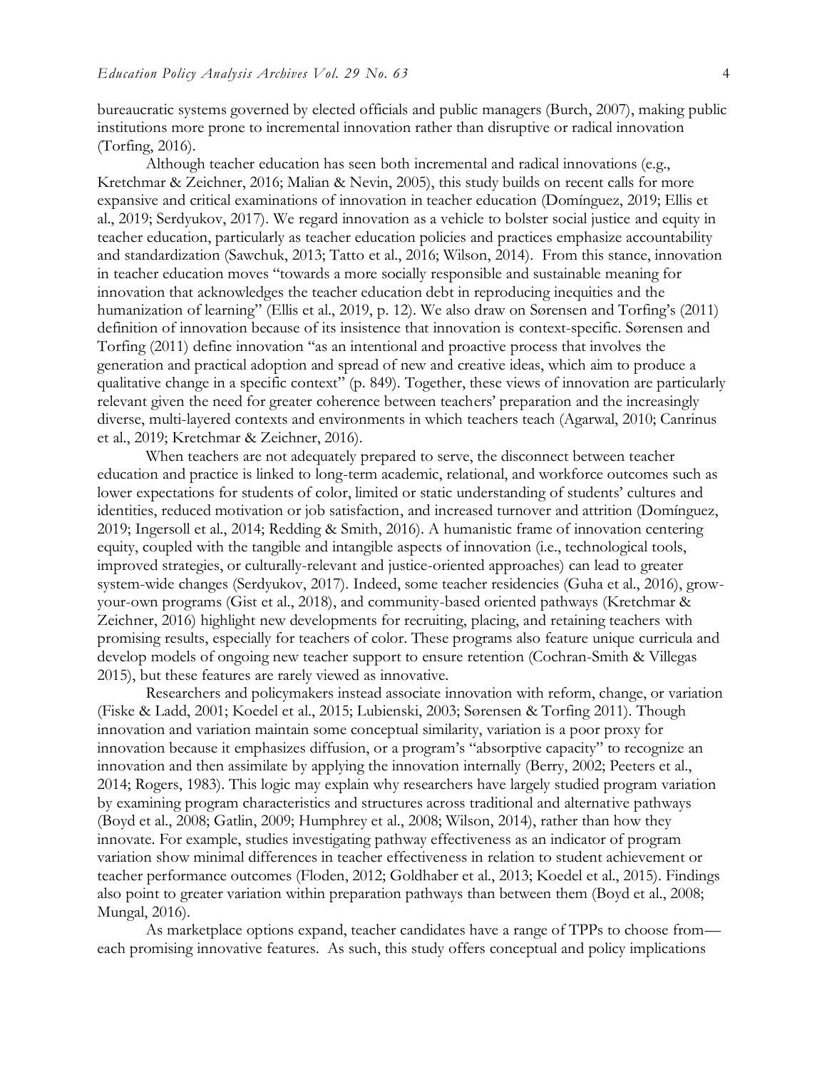bureaucratic systems governed by elected officials and public managers (Burch, 2007), making public institutions more prone to incremental innovation rather than disruptive or radical innovation (Torfing, 2016).

Although teacher education has seen both incremental and radical innovations (e.g., Kretchmar & Zeichner, 2016; Malian & Nevin, 2005), this study builds on recent calls for more expansive and critical examinations of innovation in teacher education (Domínguez, 2019; Ellis et al., 2019; Serdyukov, 2017). We regard innovation as a vehicle to bolster social justice and equity in teacher education, particularly as teacher education policies and practices emphasize accountability and standardization (Sawchuk, 2013; Tatto et al., 2016; Wilson, 2014). From this stance, innovation in teacher education moves "towards a more socially responsible and sustainable meaning for innovation that acknowledges the teacher education debt in reproducing inequities and the humanization of learning" (Ellis et al., 2019, p. 12). We also draw on Sørensen and Torfing's (2011) definition of innovation because of its insistence that innovation is context-specific. Sørensen and Torfing (2011) define innovation "as an intentional and proactive process that involves the generation and practical adoption and spread of new and creative ideas, which aim to produce a qualitative change in a specific context" (p. 849). Together, these views of innovation are particularly relevant given the need for greater coherence between teachers' preparation and the increasingly diverse, multi-layered contexts and environments in which teachers teach (Agarwal, 2010; Canrinus et al., 2019; Kretchmar & Zeichner, 2016).

When teachers are not adequately prepared to serve, the disconnect between teacher education and practice is linked to long-term academic, relational, and workforce outcomes such as lower expectations for students of color, limited or static understanding of students' cultures and identities, reduced motivation or job satisfaction, and increased turnover and attrition (Domínguez, 2019; Ingersoll et al., 2014; Redding & Smith, 2016). A humanistic frame of innovation centering equity, coupled with the tangible and intangible aspects of innovation (i.e., technological tools, improved strategies, or culturally-relevant and justice-oriented approaches) can lead to greater system-wide changes (Serdyukov, 2017). Indeed, some teacher residencies (Guha et al., 2016), grow-your-own programs (Gist et al., 2018), and community-based oriented pathways (Kretchmar & Zeichner, 2016) highlight new developments for recruiting, placing, and retaining teachers with promising results, especially for teachers of color. These programs also feature unique curricula and develop models of ongoing new teacher support to ensure retention (Cochran-Smith & Villegas 2015), but these features are rarely viewed as innovative.

Researchers and policymakers instead associate innovation with reform, change, or variation (Fiske & Ladd, 2001; Koedel et al., 2015; Lubienski, 2003; Sørensen & Torfing 2011). Though innovation and variation maintain some conceptual similarity, variation is a poor proxy for innovation because it emphasizes diffusion, or a program's "absorptive capacity" to recognize an innovation and then assimilate by applying the innovation internally (Berry, 2002; Peeters et al., 2014; Rogers, 1983). This logic may explain why researchers have largely studied program variation by examining program characteristics and structures across traditional and alternative pathways (Boyd et al., 2008; Gatlin, 2009; Humphrey et al., 2008; Wilson, 2014), rather than how they innovate. For example, studies investigating pathway effectiveness as an indicator of program variation show minimal differences in teacher effectiveness in relation to student achievement or teacher performance outcomes (Floden, 2012; Goldhaber et al., 2013; Koedel et al., 2015). Findings also point to greater variation within preparation pathways than between them (Boyd et al., 2008; Mungal, 2016).

As marketplace options expand, teacher candidates have a range of TPPs to choose from—each promising innovative features. As such, this study offers conceptual and policy implications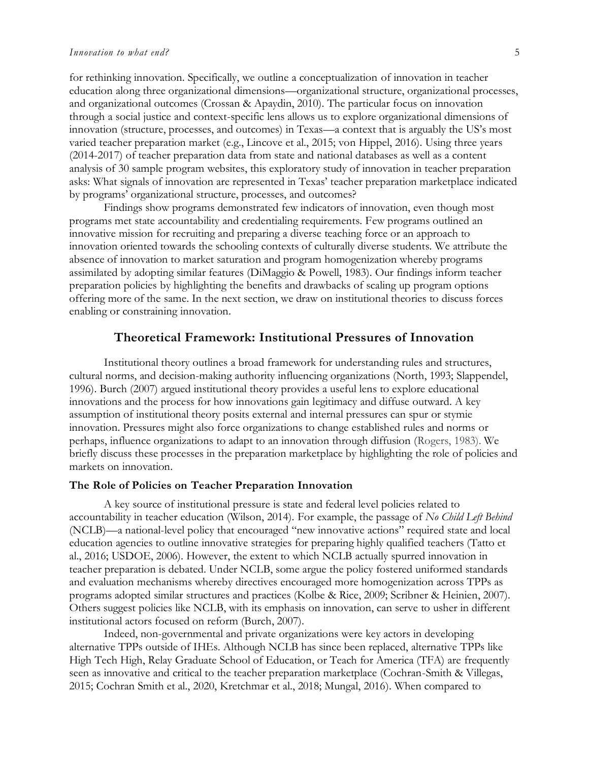for rethinking innovation. Specifically, we outline a conceptualization of innovation in teacher education along three organizational dimensions—organizational structure, organizational processes, and organizational outcomes (Crossan & Apaydin, 2010). The particular focus on innovation through a social justice and context-specific lens allows us to explore organizational dimensions of innovation (structure, processes, and outcomes) in Texas—a context that is arguably the US's most varied teacher preparation market (e.g., Lincove et al., 2015; von Hippel, 2016). Using three years (2014-2017) of teacher preparation data from state and national databases as well as a content analysis of 30 sample program websites, this exploratory study of innovation in teacher preparation asks: What signals of innovation are represented in Texas' teacher preparation marketplace indicated by programs' organizational structure, processes, and outcomes?

Findings show programs demonstrated few indicators of innovation, even though most programs met state accountability and credentialing requirements. Few programs outlined an innovative mission for recruiting and preparing a diverse teaching force or an approach to innovation oriented towards the schooling contexts of culturally diverse students. We attribute the absence of innovation to market saturation and program homogenization whereby programs assimilated by adopting similar features (DiMaggio & Powell, 1983). Our findings inform teacher preparation policies by highlighting the benefits and drawbacks of scaling up program options offering more of the same. In the next section, we draw on institutional theories to discuss forces enabling or constraining innovation.

## Theoretical Framework: Institutional Pressures of Innovation

Institutional theory outlines a broad framework for understanding rules and structures, cultural norms, and decision-making authority influencing organizations (North, 1993; Slappendel, 1996). Burch (2007) argued institutional theory provides a useful lens to explore educational innovations and the process for how innovations gain legitimacy and diffuse outward. A key assumption of institutional theory posits external and internal pressures can spur or stymie innovation. Pressures might also force organizations to change established rules and norms or perhaps, influence organizations to adapt to an innovation through diffusion (Rogers, 1983). We briefly discuss these processes in the preparation marketplace by highlighting the role of policies and markets on innovation.

### The Role of Policies on Teacher Preparation Innovation

A key source of institutional pressure is state and federal level policies related to accountability in teacher education (Wilson, 2014). For example, the passage of *No Child Left Behind* (NCLB)—a national-level policy that encouraged "new innovative actions" required state and local education agencies to outline innovative strategies for preparing highly qualified teachers (Tatto et al., 2016; USDOE, 2006). However, the extent to which NCLB actually spurred innovation in teacher preparation is debated. Under NCLB, some argue the policy fostered uniformed standards and evaluation mechanisms whereby directives encouraged more homogenization across TPPs as programs adopted similar structures and practices (Kolbe & Rice, 2009; Scribner & Heinien, 2007). Others suggest policies like NCLB, with its emphasis on innovation, can serve to usher in different institutional actors focused on reform (Burch, 2007).

Indeed, non-governmental and private organizations were key actors in developing alternative TPPs outside of IHEs. Although NCLB has since been replaced, alternative TPPs like High Tech High, Relay Graduate School of Education, or Teach for America (TFA) are frequently seen as innovative and critical to the teacher preparation marketplace (Cochran-Smith & Villegas, 2015; Cochran Smith et al., 2020, Kretchmar et al., 2018; Mungal, 2016). When compared to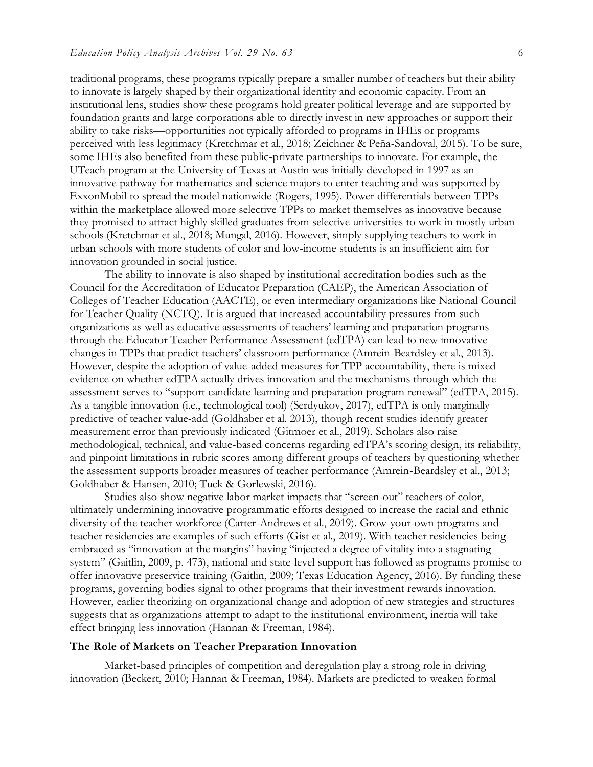traditional programs, these programs typically prepare a smaller number of teachers but their ability to innovate is largely shaped by their organizational identity and economic capacity. From an institutional lens, studies show these programs hold greater political leverage and are supported by foundation grants and large corporations able to directly invest in new approaches or support their ability to take risks—opportunities not typically afforded to programs in IHEs or programs perceived with less legitimacy (Kretchmar et al., 2018; Zeichner & Peña-Sandoval, 2015). To be sure, some IHEs also benefited from these public-private partnerships to innovate. For example, the UTeach program at the University of Texas at Austin was initially developed in 1997 as an innovative pathway for mathematics and science majors to enter teaching and was supported by ExxonMobil to spread the model nationwide (Rogers, 1995). Power differentials between TPPs within the marketplace allowed more selective TPPs to market themselves as innovative because they promised to attract highly skilled graduates from selective universities to work in mostly urban schools (Kretchmar et al., 2018; Mungal, 2016). However, simply supplying teachers to work in urban schools with more students of color and low-income students is an insufficient aim for innovation grounded in social justice.

The ability to innovate is also shaped by institutional accreditation bodies such as the Council for the Accreditation of Educator Preparation (CAEP), the American Association of Colleges of Teacher Education (AACTE), or even intermediary organizations like National Council for Teacher Quality (NCTQ). It is argued that increased accountability pressures from such organizations as well as educative assessments of teachers' learning and preparation programs through the Educator Teacher Performance Assessment (edTPA) can lead to new innovative changes in TPPs that predict teachers' classroom performance (Amrein-Beardsley et al., 2013). However, despite the adoption of value-added measures for TPP accountability, there is mixed evidence on whether edTPA actually drives innovation and the mechanisms through which the assessment serves to "support candidate learning and preparation program renewal" (edTPA, 2015). As a tangible innovation (i.e., technological tool) (Serdyukov, 2017), edTPA is only marginally predictive of teacher value-add (Goldhaber et al. 2013), though recent studies identify greater measurement error than previously indicated (Gitmoer et al., 2019). Scholars also raise methodological, technical, and value-based concerns regarding edTPA's scoring design, its reliability, and pinpoint limitations in rubric scores among different groups of teachers by questioning whether the assessment supports broader measures of teacher performance (Amrein-Beardsley et al., 2013; Goldhaber & Hansen, 2010; Tuck & Gorlewski, 2016).

Studies also show negative labor market impacts that "screen-out" teachers of color, ultimately undermining innovative programmatic efforts designed to increase the racial and ethnic diversity of the teacher workforce (Carter-Andrews et al., 2019). Grow-your-own programs and teacher residencies are examples of such efforts (Gist et al., 2019). With teacher residencies being embraced as "innovation at the margins" having "injected a degree of vitality into a stagnating system" (Gaitlin, 2009, p. 473), national and state-level support has followed as programs promise to offer innovative preservice training (Gaitlin, 2009; Texas Education Agency, 2016). By funding these programs, governing bodies signal to other programs that their investment rewards innovation. However, earlier theorizing on organizational change and adoption of new strategies and structures suggests that as organizations attempt to adapt to the institutional environment, inertia will take effect bringing less innovation (Hannan & Freeman, 1984).

## The Role of Markets on Teacher Preparation Innovation

Market-based principles of competition and deregulation play a strong role in driving innovation (Beckert, 2010; Hannan & Freeman, 1984). Markets are predicted to weaken formal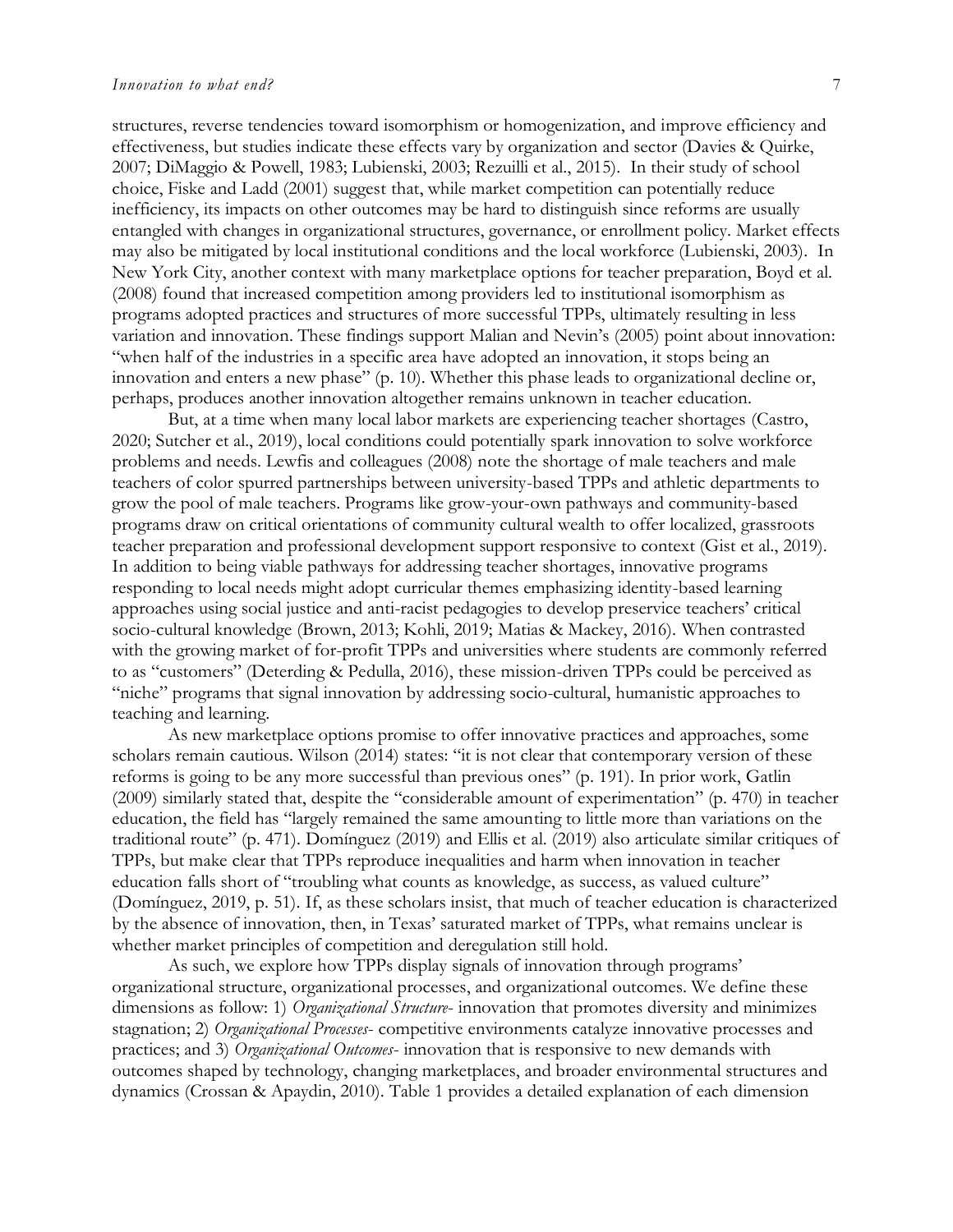structures, reverse tendencies toward isomorphism or homogenization, and improve efficiency and effectiveness, but studies indicate these effects vary by organization and sector (Davies & Quirke, 2007; DiMaggio & Powell, 1983; Lubienski, 2003; Rezuilli et al., 2015). In their study of school choice, Fiske and Ladd (2001) suggest that, while market competition can potentially reduce inefficiency, its impacts on other outcomes may be hard to distinguish since reforms are usually entangled with changes in organizational structures, governance, or enrollment policy. Market effects may also be mitigated by local institutional conditions and the local workforce (Lubienski, 2003). In New York City, another context with many marketplace options for teacher preparation, Boyd et al. (2008) found that increased competition among providers led to institutional isomorphism as programs adopted practices and structures of more successful TPPs, ultimately resulting in less variation and innovation. These findings support Malian and Nevin's (2005) point about innovation: "when half of the industries in a specific area have adopted an innovation, it stops being an innovation and enters a new phase" (p. 10). Whether this phase leads to organizational decline or, perhaps, produces another innovation altogether remains unknown in teacher education.

But, at a time when many local labor markets are experiencing teacher shortages (Castro, 2020; Sutcher et al., 2019), local conditions could potentially spark innovation to solve workforce problems and needs. Lewfis and colleagues (2008) note the shortage of male teachers and male teachers of color spurred partnerships between university-based TPPs and athletic departments to grow the pool of male teachers. Programs like grow-your-own pathways and community-based programs draw on critical orientations of community cultural wealth to offer localized, grassroots teacher preparation and professional development support responsive to context (Gist et al., 2019). In addition to being viable pathways for addressing teacher shortages, innovative programs responding to local needs might adopt curricular themes emphasizing identity-based learning approaches using social justice and anti-racist pedagogies to develop preservice teachers' critical socio-cultural knowledge (Brown, 2013; Kohli, 2019; Matias & Mackey, 2016). When contrasted with the growing market of for-profit TPPs and universities where students are commonly referred to as "customers" (Deterding & Pedulla, 2016), these mission-driven TPPs could be perceived as "niche" programs that signal innovation by addressing socio-cultural, humanistic approaches to teaching and learning.

As new marketplace options promise to offer innovative practices and approaches, some scholars remain cautious. Wilson (2014) states: "it is not clear that contemporary version of these reforms is going to be any more successful than previous ones" (p. 191). In prior work, Gatlin (2009) similarly stated that, despite the "considerable amount of experimentation" (p. 470) in teacher education, the field has "largely remained the same amounting to little more than variations on the traditional route" (p. 471). Domínguez (2019) and Ellis et al. (2019) also articulate similar critiques of TPPs, but make clear that TPPs reproduce inequalities and harm when innovation in teacher education falls short of "troubling what counts as knowledge, as success, as valued culture" (Domínguez, 2019, p. 51). If, as these scholars insist, that much of teacher education is characterized by the absence of innovation, then, in Texas' saturated market of TPPs, what remains unclear is whether market principles of competition and deregulation still hold.

As such, we explore how TPPs display signals of innovation through programs' organizational structure, organizational processes, and organizational outcomes. We define these dimensions as follow: 1) *Organizational Structure*- innovation that promotes diversity and minimizes stagnation; 2) *Organizational Processes*- competitive environments catalyze innovative processes and practices; and 3) *Organizational Outcomes*- innovation that is responsive to new demands with outcomes shaped by technology, changing marketplaces, and broader environmental structures and dynamics (Crossan & Apaydin, 2010). Table 1 provides a detailed explanation of each dimension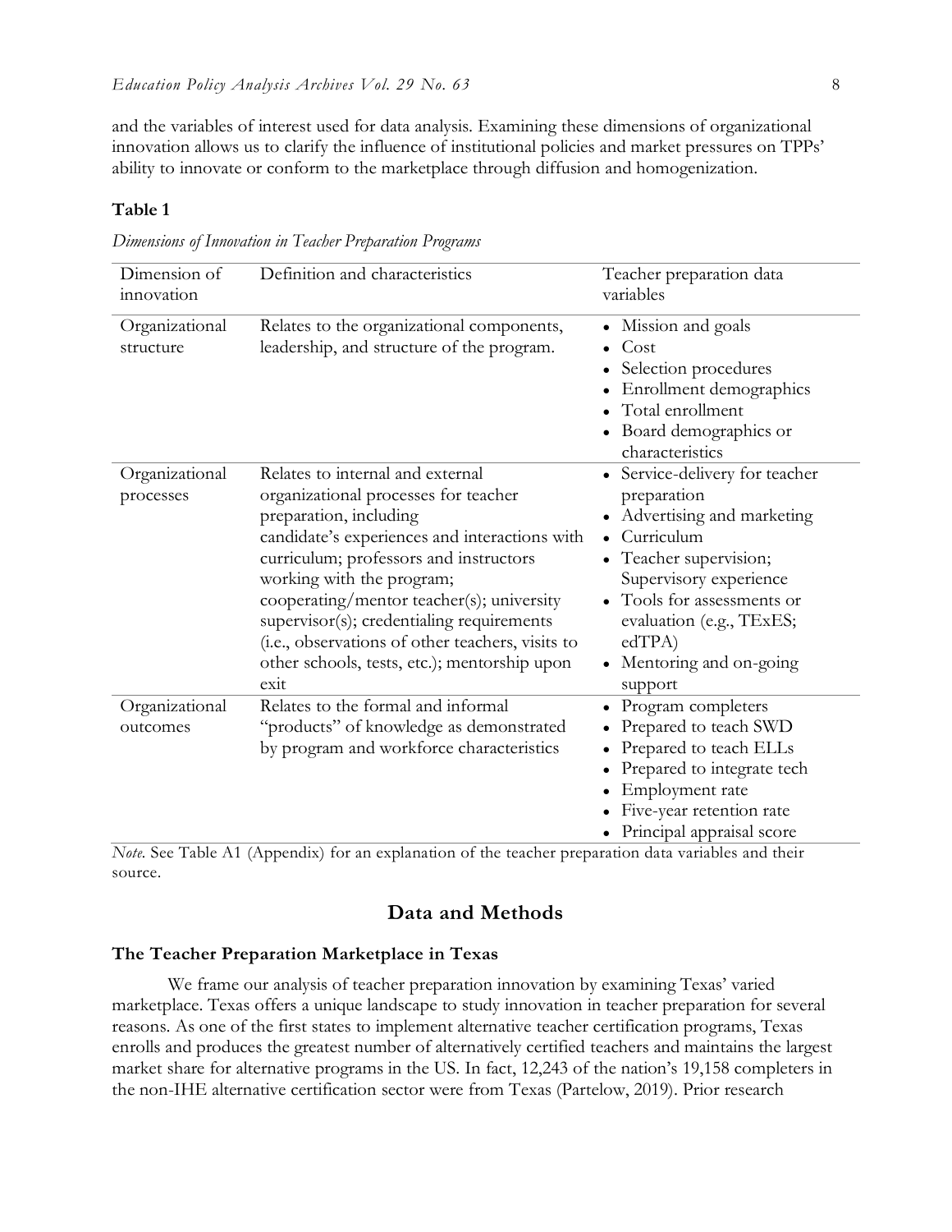and the variables of interest used for data analysis. Examining these dimensions of organizational innovation allows us to clarify the influence of institutional policies and market pressures on TPPs' ability to innovate or conform to the marketplace through diffusion and homogenization.

**Table 1**

*Dimensions of Innovation in Teacher Preparation Programs*

| Dimension of innovation | Definition and characteristics | Teacher preparation data variables |
|---|---|---|
| Organizational structure | Relates to the organizational components, leadership, and structure of the program. | • Mission and goals<br>• Cost<br>• Selection procedures<br>• Enrollment demographics<br>• Total enrollment<br>• Board demographics or characteristics |
| Organizational processes | Relates to internal and external organizational processes for teacher preparation, including candidate's experiences and interactions with curriculum; professors and instructors working with the program; cooperating/mentor teacher(s); university supervisor(s); credentialing requirements (i.e., observations of other teachers, visits to other schools, tests, etc.); mentorship upon exit | • Service-delivery for teacher preparation<br>• Advertising and marketing<br>• Curriculum<br>• Teacher supervision; Supervisory experience<br>• Tools for assessments or evaluation (e.g., TExES; edTPA)<br>• Mentoring and on-going support |
| Organizational outcomes | Relates to the formal and informal "products" of knowledge as demonstrated by program and workforce characteristics | • Program completers<br>• Prepared to teach SWD<br>• Prepared to teach ELLs<br>• Prepared to integrate tech<br>• Employment rate<br>• Five-year retention rate<br>• Principal appraisal score |

*Note.* See Table A1 (Appendix) for an explanation of the teacher preparation data variables and their source.

## Data and Methods

### The Teacher Preparation Marketplace in Texas

We frame our analysis of teacher preparation innovation by examining Texas' varied marketplace. Texas offers a unique landscape to study innovation in teacher preparation for several reasons. As one of the first states to implement alternative teacher certification programs, Texas enrolls and produces the greatest number of alternatively certified teachers and maintains the largest market share for alternative programs in the US. In fact, 12,243 of the nation's 19,158 completers in the non-IHE alternative certification sector were from Texas (Partelow, 2019). Prior research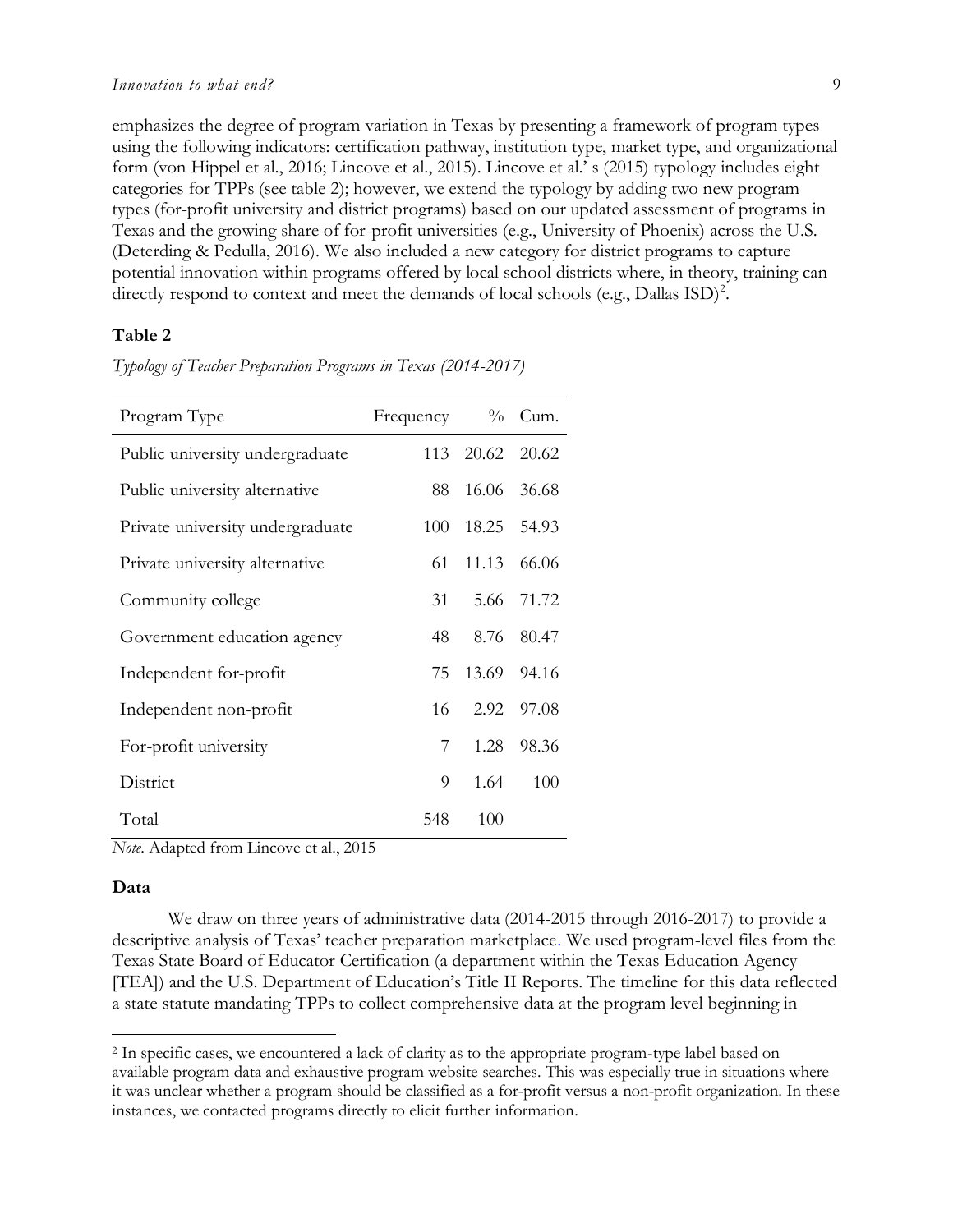emphasizes the degree of program variation in Texas by presenting a framework of program types using the following indicators: certification pathway, institution type, market type, and organizational form (von Hippel et al., 2016; Lincove et al., 2015). Lincove et al.' s (2015) typology includes eight categories for TPPs (see table 2); however, we extend the typology by adding two new program types (for-profit university and district programs) based on our updated assessment of programs in Texas and the growing share of for-profit universities (e.g., University of Phoenix) across the U.S. (Deterding & Pedulla, 2016). We also included a new category for district programs to capture potential innovation within programs offered by local school districts where, in theory, training can directly respond to context and meet the demands of local schools (e.g., Dallas ISD)[2].

**Table 2**

*Typology of Teacher Preparation Programs in Texas (2014-2017)*

| Program Type | Frequency | % | Cum. |
|---|---|---|---|
| Public university undergraduate | 113 | 20.62 | 20.62 |
| Public university alternative | 88 | 16.06 | 36.68 |
| Private university undergraduate | 100 | 18.25 | 54.93 |
| Private university alternative | 61 | 11.13 | 66.06 |
| Community college | 31 | 5.66 | 71.72 |
| Government education agency | 48 | 8.76 | 80.47 |
| Independent for-profit | 75 | 13.69 | 94.16 |
| Independent non-profit | 16 | 2.92 | 97.08 |
| For-profit university | 7 | 1.28 | 98.36 |
| District | 9 | 1.64 | 100 |
| Total | 548 | 100 | |

*Note.* Adapted from Lincove et al., 2015

### Data

We draw on three years of administrative data (2014-2015 through 2016-2017) to provide a descriptive analysis of Texas' teacher preparation marketplace. We used program-level files from the Texas State Board of Educator Certification (a department within the Texas Education Agency [TEA]) and the U.S. Department of Education's Title II Reports. The timeline for this data reflected a state statute mandating TPPs to collect comprehensive data at the program level beginning in

---

[2] In specific cases, we encountered a lack of clarity as to the appropriate program-type label based on available program data and exhaustive program website searches. This was especially true in situations where it was unclear whether a program should be classified as a for-profit versus a non-profit organization. In these instances, we contacted programs directly to elicit further information.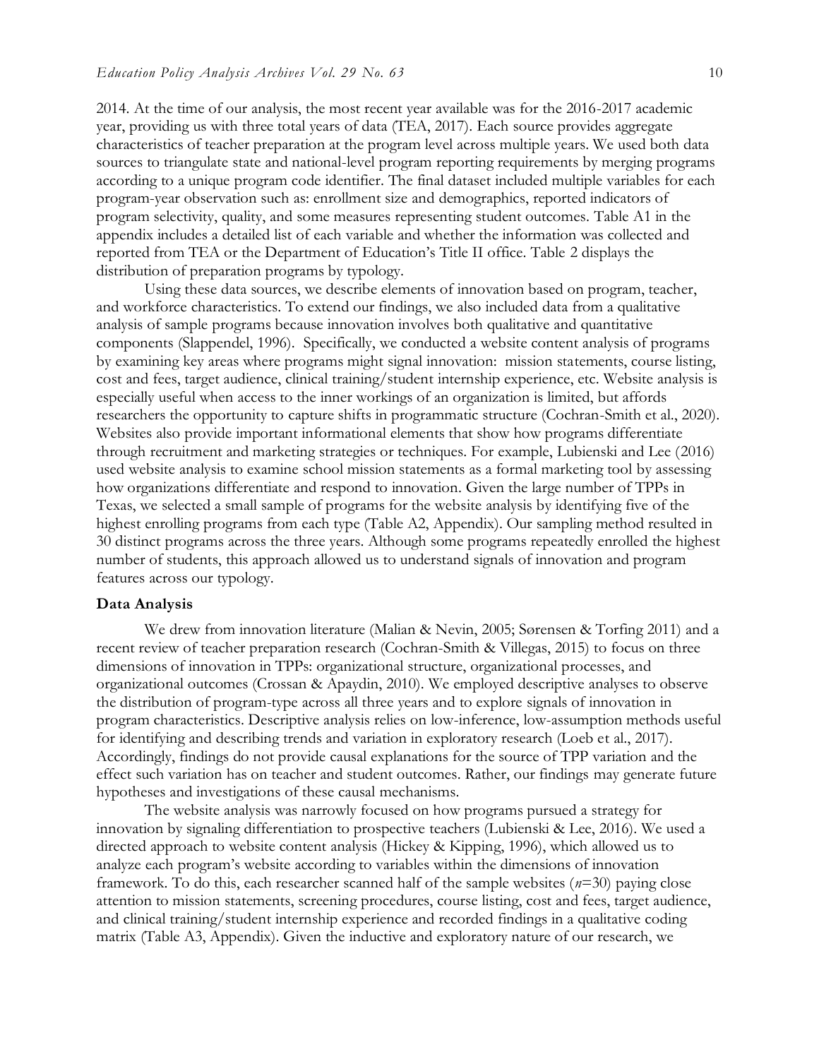2014. At the time of our analysis, the most recent year available was for the 2016-2017 academic year, providing us with three total years of data (TEA, 2017). Each source provides aggregate characteristics of teacher preparation at the program level across multiple years. We used both data sources to triangulate state and national-level program reporting requirements by merging programs according to a unique program code identifier. The final dataset included multiple variables for each program-year observation such as: enrollment size and demographics, reported indicators of program selectivity, quality, and some measures representing student outcomes. Table A1 in the appendix includes a detailed list of each variable and whether the information was collected and reported from TEA or the Department of Education's Title II office. Table 2 displays the distribution of preparation programs by typology.

Using these data sources, we describe elements of innovation based on program, teacher, and workforce characteristics. To extend our findings, we also included data from a qualitative analysis of sample programs because innovation involves both qualitative and quantitative components (Slappendel, 1996). Specifically, we conducted a website content analysis of programs by examining key areas where programs might signal innovation: mission statements, course listing, cost and fees, target audience, clinical training/student internship experience, etc. Website analysis is especially useful when access to the inner workings of an organization is limited, but affords researchers the opportunity to capture shifts in programmatic structure (Cochran-Smith et al., 2020). Websites also provide important informational elements that show how programs differentiate through recruitment and marketing strategies or techniques. For example, Lubienski and Lee (2016) used website analysis to examine school mission statements as a formal marketing tool by assessing how organizations differentiate and respond to innovation. Given the large number of TPPs in Texas, we selected a small sample of programs for the website analysis by identifying five of the highest enrolling programs from each type (Table A2, Appendix). Our sampling method resulted in 30 distinct programs across the three years. Although some programs repeatedly enrolled the highest number of students, this approach allowed us to understand signals of innovation and program features across our typology.

### Data Analysis

We drew from innovation literature (Malian & Nevin, 2005; Sørensen & Torfing 2011) and a recent review of teacher preparation research (Cochran-Smith & Villegas, 2015) to focus on three dimensions of innovation in TPPs: organizational structure, organizational processes, and organizational outcomes (Crossan & Apaydin, 2010). We employed descriptive analyses to observe the distribution of program-type across all three years and to explore signals of innovation in program characteristics. Descriptive analysis relies on low-inference, low-assumption methods useful for identifying and describing trends and variation in exploratory research (Loeb et al., 2017). Accordingly, findings do not provide causal explanations for the source of TPP variation and the effect such variation has on teacher and student outcomes. Rather, our findings may generate future hypotheses and investigations of these causal mechanisms.

The website analysis was narrowly focused on how programs pursued a strategy for innovation by signaling differentiation to prospective teachers (Lubienski & Lee, 2016). We used a directed approach to website content analysis (Hickey & Kipping, 1996), which allowed us to analyze each program's website according to variables within the dimensions of innovation framework. To do this, each researcher scanned half of the sample websites ($n$=30) paying close attention to mission statements, screening procedures, course listing, cost and fees, target audience, and clinical training/student internship experience and recorded findings in a qualitative coding matrix (Table A3, Appendix). Given the inductive and exploratory nature of our research, we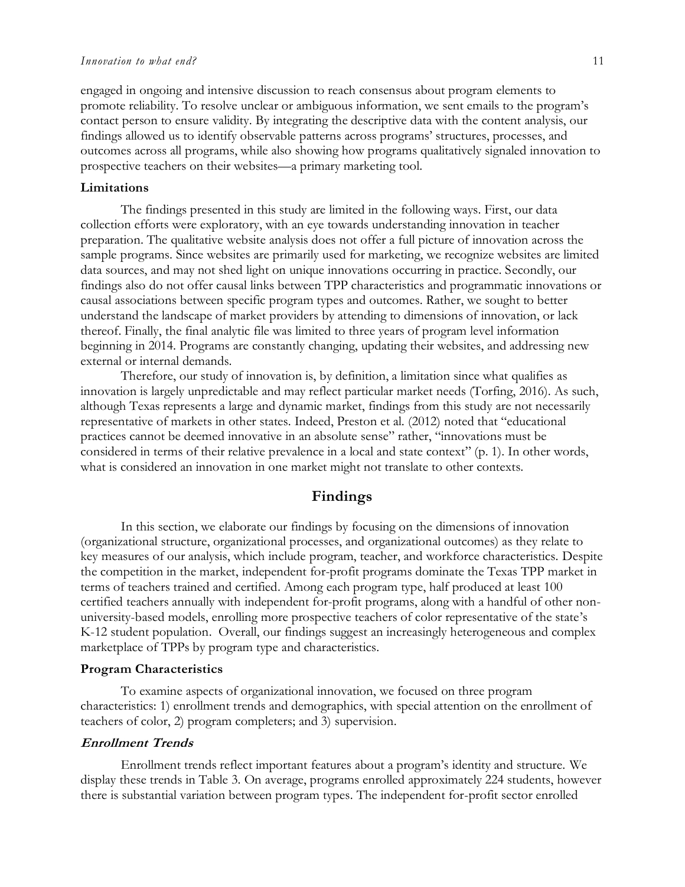engaged in ongoing and intensive discussion to reach consensus about program elements to promote reliability. To resolve unclear or ambiguous information, we sent emails to the program's contact person to ensure validity. By integrating the descriptive data with the content analysis, our findings allowed us to identify observable patterns across programs' structures, processes, and outcomes across all programs, while also showing how programs qualitatively signaled innovation to prospective teachers on their websites—a primary marketing tool.

### Limitations

The findings presented in this study are limited in the following ways. First, our data collection efforts were exploratory, with an eye towards understanding innovation in teacher preparation. The qualitative website analysis does not offer a full picture of innovation across the sample programs. Since websites are primarily used for marketing, we recognize websites are limited data sources, and may not shed light on unique innovations occurring in practice. Secondly, our findings also do not offer causal links between TPP characteristics and programmatic innovations or causal associations between specific program types and outcomes. Rather, we sought to better understand the landscape of market providers by attending to dimensions of innovation, or lack thereof. Finally, the final analytic file was limited to three years of program level information beginning in 2014. Programs are constantly changing, updating their websites, and addressing new external or internal demands.

Therefore, our study of innovation is, by definition, a limitation since what qualifies as innovation is largely unpredictable and may reflect particular market needs (Torfing, 2016). As such, although Texas represents a large and dynamic market, findings from this study are not necessarily representative of markets in other states. Indeed, Preston et al. (2012) noted that "educational practices cannot be deemed innovative in an absolute sense" rather, "innovations must be considered in terms of their relative prevalence in a local and state context" (p. 1). In other words, what is considered an innovation in one market might not translate to other contexts.

## Findings

In this section, we elaborate our findings by focusing on the dimensions of innovation (organizational structure, organizational processes, and organizational outcomes) as they relate to key measures of our analysis, which include program, teacher, and workforce characteristics. Despite the competition in the market, independent for-profit programs dominate the Texas TPP market in terms of teachers trained and certified. Among each program type, half produced at least 100 certified teachers annually with independent for-profit programs, along with a handful of other non-university-based models, enrolling more prospective teachers of color representative of the state's K-12 student population. Overall, our findings suggest an increasingly heterogeneous and complex marketplace of TPPs by program type and characteristics.

### Program Characteristics

To examine aspects of organizational innovation, we focused on three program characteristics: 1) enrollment trends and demographics, with special attention on the enrollment of teachers of color, 2) program completers; and 3) supervision.

#### *Enrollment Trends*

Enrollment trends reflect important features about a program's identity and structure. We display these trends in Table 3. On average, programs enrolled approximately 224 students, however there is substantial variation between program types. The independent for-profit sector enrolled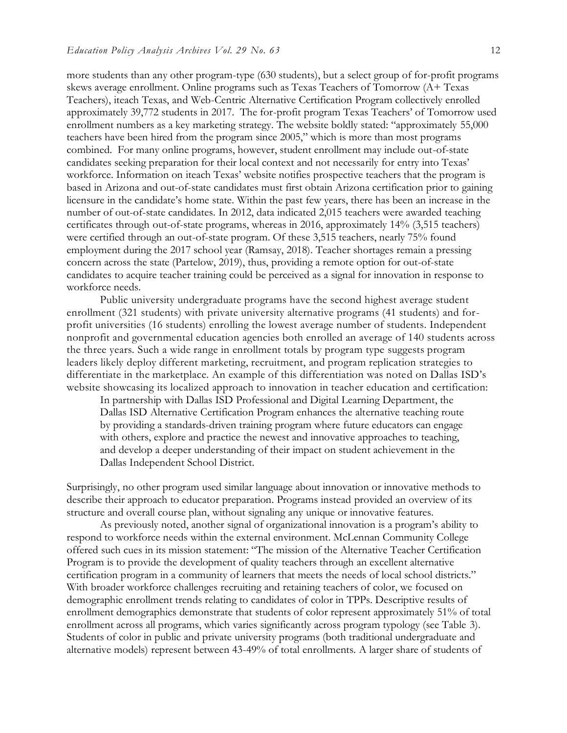more students than any other program-type (630 students), but a select group of for-profit programs skews average enrollment. Online programs such as Texas Teachers of Tomorrow (A+ Texas Teachers), iteach Texas, and Web-Centric Alternative Certification Program collectively enrolled approximately 39,772 students in 2017. The for-profit program Texas Teachers' of Tomorrow used enrollment numbers as a key marketing strategy. The website boldly stated: "approximately 55,000 teachers have been hired from the program since 2005," which is more than most programs combined. For many online programs, however, student enrollment may include out-of-state candidates seeking preparation for their local context and not necessarily for entry into Texas' workforce. Information on iteach Texas' website notifies prospective teachers that the program is based in Arizona and out-of-state candidates must first obtain Arizona certification prior to gaining licensure in the candidate's home state. Within the past few years, there has been an increase in the number of out-of-state candidates. In 2012, data indicated 2,015 teachers were awarded teaching certificates through out-of-state programs, whereas in 2016, approximately 14% (3,515 teachers) were certified through an out-of-state program. Of these 3,515 teachers, nearly 75% found employment during the 2017 school year (Ramsay, 2018). Teacher shortages remain a pressing concern across the state (Partelow, 2019), thus, providing a remote option for out-of-state candidates to acquire teacher training could be perceived as a signal for innovation in response to workforce needs.

Public university undergraduate programs have the second highest average student enrollment (321 students) with private university alternative programs (41 students) and for-profit universities (16 students) enrolling the lowest average number of students. Independent nonprofit and governmental education agencies both enrolled an average of 140 students across the three years. Such a wide range in enrollment totals by program type suggests program leaders likely deploy different marketing, recruitment, and program replication strategies to differentiate in the marketplace. An example of this differentiation was noted on Dallas ISD's website showcasing its localized approach to innovation in teacher education and certification:

> In partnership with Dallas ISD Professional and Digital Learning Department, the Dallas ISD Alternative Certification Program enhances the alternative teaching route by providing a standards-driven training program where future educators can engage with others, explore and practice the newest and innovative approaches to teaching, and develop a deeper understanding of their impact on student achievement in the Dallas Independent School District.

Surprisingly, no other program used similar language about innovation or innovative methods to describe their approach to educator preparation. Programs instead provided an overview of its structure and overall course plan, without signaling any unique or innovative features.

As previously noted, another signal of organizational innovation is a program's ability to respond to workforce needs within the external environment. McLennan Community College offered such cues in its mission statement: "The mission of the Alternative Teacher Certification Program is to provide the development of quality teachers through an excellent alternative certification program in a community of learners that meets the needs of local school districts." With broader workforce challenges recruiting and retaining teachers of color, we focused on demographic enrollment trends relating to candidates of color in TPPs. Descriptive results of enrollment demographics demonstrate that students of color represent approximately 51% of total enrollment across all programs, which varies significantly across program typology (see Table 3). Students of color in public and private university programs (both traditional undergraduate and alternative models) represent between 43-49% of total enrollments. A larger share of students of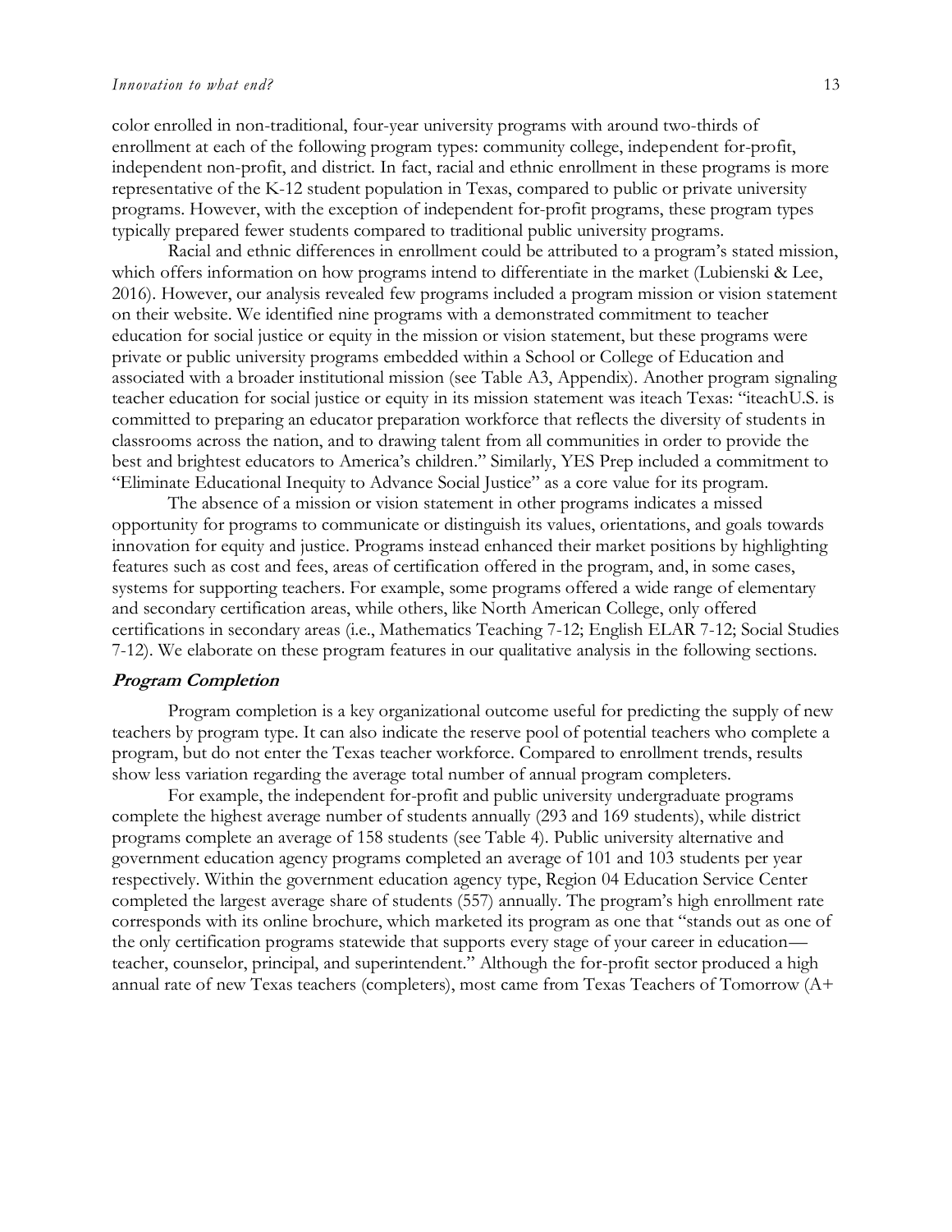color enrolled in non-traditional, four-year university programs with around two-thirds of enrollment at each of the following program types: community college, independent for-profit, independent non-profit, and district. In fact, racial and ethnic enrollment in these programs is more representative of the K-12 student population in Texas, compared to public or private university programs. However, with the exception of independent for-profit programs, these program types typically prepared fewer students compared to traditional public university programs.

Racial and ethnic differences in enrollment could be attributed to a program's stated mission, which offers information on how programs intend to differentiate in the market (Lubienski & Lee, 2016). However, our analysis revealed few programs included a program mission or vision statement on their website. We identified nine programs with a demonstrated commitment to teacher education for social justice or equity in the mission or vision statement, but these programs were private or public university programs embedded within a School or College of Education and associated with a broader institutional mission (see Table A3, Appendix). Another program signaling teacher education for social justice or equity in its mission statement was iteach Texas: "iteachU.S. is committed to preparing an educator preparation workforce that reflects the diversity of students in classrooms across the nation, and to drawing talent from all communities in order to provide the best and brightest educators to America's children." Similarly, YES Prep included a commitment to "Eliminate Educational Inequity to Advance Social Justice" as a core value for its program.

The absence of a mission or vision statement in other programs indicates a missed opportunity for programs to communicate or distinguish its values, orientations, and goals towards innovation for equity and justice. Programs instead enhanced their market positions by highlighting features such as cost and fees, areas of certification offered in the program, and, in some cases, systems for supporting teachers. For example, some programs offered a wide range of elementary and secondary certification areas, while others, like North American College, only offered certifications in secondary areas (i.e., Mathematics Teaching 7-12; English ELAR 7-12; Social Studies 7-12). We elaborate on these program features in our qualitative analysis in the following sections.

### Program Completion

Program completion is a key organizational outcome useful for predicting the supply of new teachers by program type. It can also indicate the reserve pool of potential teachers who complete a program, but do not enter the Texas teacher workforce. Compared to enrollment trends, results show less variation regarding the average total number of annual program completers.

For example, the independent for-profit and public university undergraduate programs complete the highest average number of students annually (293 and 169 students), while district programs complete an average of 158 students (see Table 4). Public university alternative and government education agency programs completed an average of 101 and 103 students per year respectively. Within the government education agency type, Region 04 Education Service Center completed the largest average share of students (557) annually. The program's high enrollment rate corresponds with its online brochure, which marketed its program as one that "stands out as one of the only certification programs statewide that supports every stage of your career in education—teacher, counselor, principal, and superintendent." Although the for-profit sector produced a high annual rate of new Texas teachers (completers), most came from Texas Teachers of Tomorrow (A+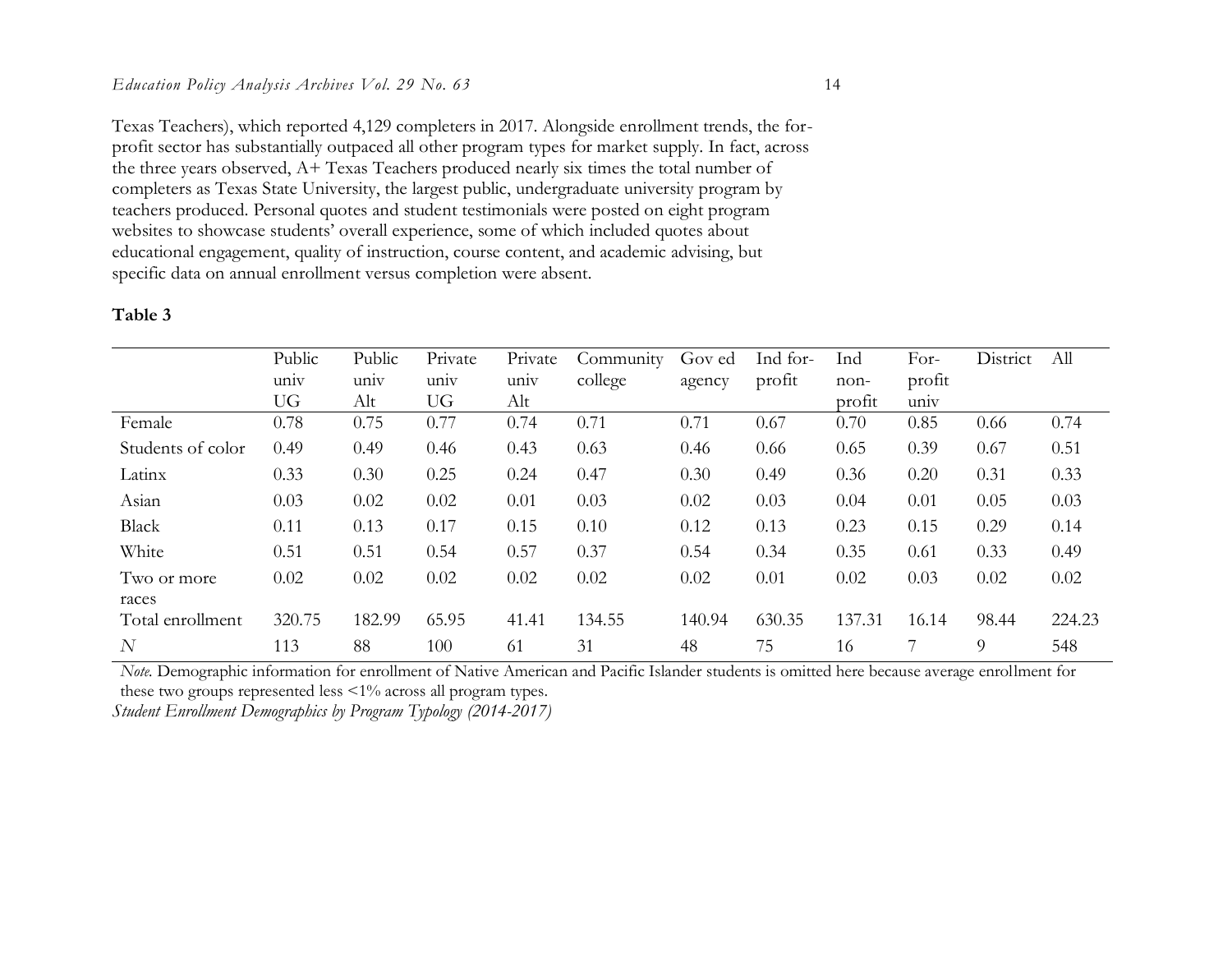Texas Teachers), which reported 4,129 completers in 2017. Alongside enrollment trends, the for-profit sector has substantially outpaced all other program types for market supply. In fact, across the three years observed, A+ Texas Teachers produced nearly six times the total number of completers as Texas State University, the largest public, undergraduate university program by teachers produced. Personal quotes and student testimonials were posted on eight program websites to showcase students' overall experience, some of which included quotes about educational engagement, quality of instruction, course content, and academic advising, but specific data on annual enrollment versus completion were absent.

**Table 3**

| | Public univ UG | Public univ Alt | Private univ UG | Private univ Alt | Community college | Gov ed agency | Ind for-profit | Ind non-profit | For-profit univ | District | All |
|---|---|---|---|---|---|---|---|---|---|---|---|
| Female | 0.78 | 0.75 | 0.77 | 0.74 | 0.71 | 0.71 | 0.67 | 0.70 | 0.85 | 0.66 | 0.74 |
| Students of color | 0.49 | 0.49 | 0.46 | 0.43 | 0.63 | 0.46 | 0.66 | 0.65 | 0.39 | 0.67 | 0.51 |
| Latinx | 0.33 | 0.30 | 0.25 | 0.24 | 0.47 | 0.30 | 0.49 | 0.36 | 0.20 | 0.31 | 0.33 |
| Asian | 0.03 | 0.02 | 0.02 | 0.01 | 0.03 | 0.02 | 0.03 | 0.04 | 0.01 | 0.05 | 0.03 |
| Black | 0.11 | 0.13 | 0.17 | 0.15 | 0.10 | 0.12 | 0.13 | 0.23 | 0.15 | 0.29 | 0.14 |
| White | 0.51 | 0.51 | 0.54 | 0.57 | 0.37 | 0.54 | 0.34 | 0.35 | 0.61 | 0.33 | 0.49 |
| Two or more races | 0.02 | 0.02 | 0.02 | 0.02 | 0.02 | 0.02 | 0.01 | 0.02 | 0.03 | 0.02 | 0.02 |
| Total enrollment | 320.75 | 182.99 | 65.95 | 41.41 | 134.55 | 140.94 | 630.35 | 137.31 | 16.14 | 98.44 | 224.23 |
| *N* | 113 | 88 | 100 | 61 | 31 | 48 | 75 | 16 | 7 | 9 | 548 |

*Note.* Demographic information for enrollment of Native American and Pacific Islander students is omitted here because average enrollment for these two groups represented less <1% across all program types.

*Student Enrollment Demographics by Program Typology (2014-2017)*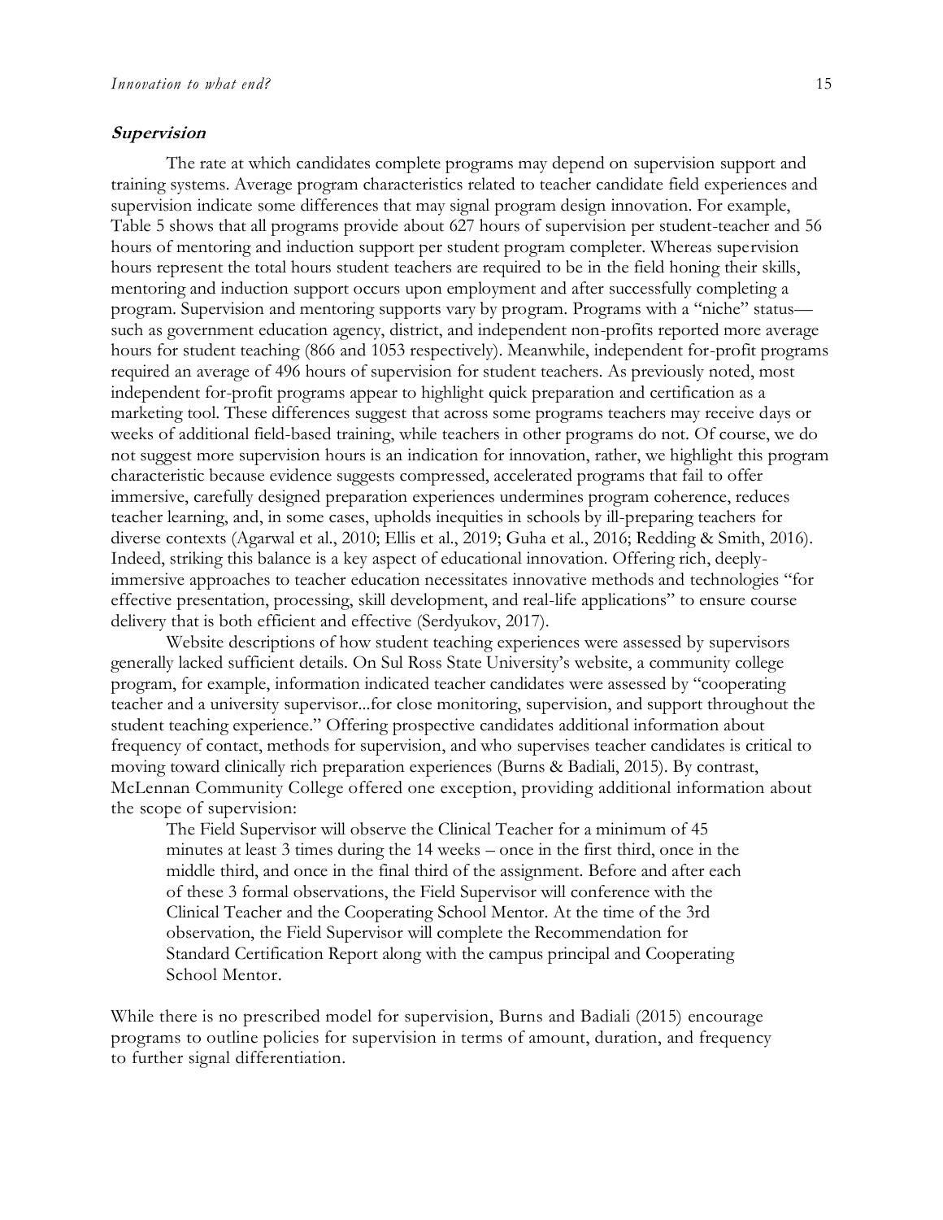### ***Supervision***

The rate at which candidates complete programs may depend on supervision support and training systems. Average program characteristics related to teacher candidate field experiences and supervision indicate some differences that may signal program design innovation. For example, Table 5 shows that all programs provide about 627 hours of supervision per student-teacher and 56 hours of mentoring and induction support per student program completer. Whereas supervision hours represent the total hours student teachers are required to be in the field honing their skills, mentoring and induction support occurs upon employment and after successfully completing a program. Supervision and mentoring supports vary by program. Programs with a "niche" status—such as government education agency, district, and independent non-profits reported more average hours for student teaching (866 and 1053 respectively). Meanwhile, independent for-profit programs required an average of 496 hours of supervision for student teachers. As previously noted, most independent for-profit programs appear to highlight quick preparation and certification as a marketing tool. These differences suggest that across some programs teachers may receive days or weeks of additional field-based training, while teachers in other programs do not. Of course, we do not suggest more supervision hours is an indication for innovation, rather, we highlight this program characteristic because evidence suggests compressed, accelerated programs that fail to offer immersive, carefully designed preparation experiences undermines program coherence, reduces teacher learning, and, in some cases, upholds inequities in schools by ill-preparing teachers for diverse contexts (Agarwal et al., 2010; Ellis et al., 2019; Guha et al., 2016; Redding & Smith, 2016). Indeed, striking this balance is a key aspect of educational innovation. Offering rich, deeply-immersive approaches to teacher education necessitates innovative methods and technologies "for effective presentation, processing, skill development, and real-life applications" to ensure course delivery that is both efficient and effective (Serdyukov, 2017).

Website descriptions of how student teaching experiences were assessed by supervisors generally lacked sufficient details. On Sul Ross State University's website, a community college program, for example, information indicated teacher candidates were assessed by "cooperating teacher and a university supervisor...for close monitoring, supervision, and support throughout the student teaching experience." Offering prospective candidates additional information about frequency of contact, methods for supervision, and who supervises teacher candidates is critical to moving toward clinically rich preparation experiences (Burns & Badiali, 2015). By contrast, McLennan Community College offered one exception, providing additional information about the scope of supervision:

> The Field Supervisor will observe the Clinical Teacher for a minimum of 45 minutes at least 3 times during the 14 weeks – once in the first third, once in the middle third, and once in the final third of the assignment. Before and after each of these 3 formal observations, the Field Supervisor will conference with the Clinical Teacher and the Cooperating School Mentor. At the time of the 3rd observation, the Field Supervisor will complete the Recommendation for Standard Certification Report along with the campus principal and Cooperating School Mentor.

While there is no prescribed model for supervision, Burns and Badiali (2015) encourage programs to outline policies for supervision in terms of amount, duration, and frequency to further signal differentiation.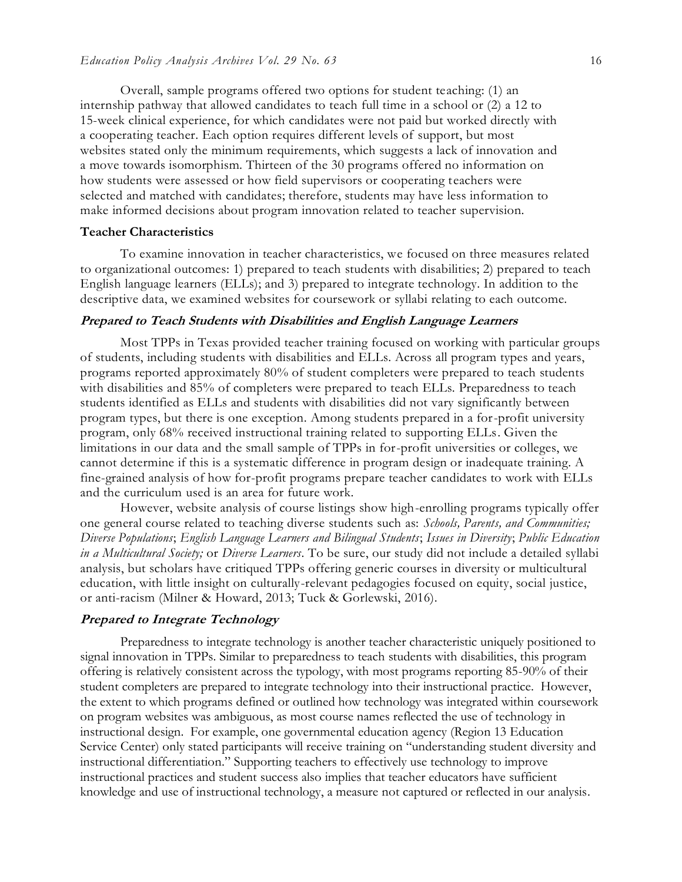Overall, sample programs offered two options for student teaching: (1) an internship pathway that allowed candidates to teach full time in a school or (2) a 12 to 15-week clinical experience, for which candidates were not paid but worked directly with a cooperating teacher. Each option requires different levels of support, but most websites stated only the minimum requirements, which suggests a lack of innovation and a move towards isomorphism. Thirteen of the 30 programs offered no information on how students were assessed or how field supervisors or cooperating teachers were selected and matched with candidates; therefore, students may have less information to make informed decisions about program innovation related to teacher supervision.

### Teacher Characteristics

To examine innovation in teacher characteristics, we focused on three measures related to organizational outcomes: 1) prepared to teach students with disabilities; 2) prepared to teach English language learners (ELLs); and 3) prepared to integrate technology. In addition to the descriptive data, we examined websites for coursework or syllabi relating to each outcome.

#### *Prepared to Teach Students with Disabilities and English Language Learners*

Most TPPs in Texas provided teacher training focused on working with particular groups of students, including students with disabilities and ELLs. Across all program types and years, programs reported approximately 80% of student completers were prepared to teach students with disabilities and 85% of completers were prepared to teach ELLs. Preparedness to teach students identified as ELLs and students with disabilities did not vary significantly between program types, but there is one exception. Among students prepared in a for-profit university program, only 68% received instructional training related to supporting ELLs. Given the limitations in our data and the small sample of TPPs in for-profit universities or colleges, we cannot determine if this is a systematic difference in program design or inadequate training. A fine-grained analysis of how for-profit programs prepare teacher candidates to work with ELLs and the curriculum used is an area for future work.

However, website analysis of course listings show high-enrolling programs typically offer one general course related to teaching diverse students such as: *Schools, Parents, and Communities; Diverse Populations*; *English Language Learners and Bilingual Students*; *Issues in Diversity*; *Public Education in a Multicultural Society;* or *Diverse Learners*. To be sure, our study did not include a detailed syllabi analysis, but scholars have critiqued TPPs offering generic courses in diversity or multicultural education, with little insight on culturally-relevant pedagogies focused on equity, social justice, or anti-racism (Milner & Howard, 2013; Tuck & Gorlewski, 2016).

#### *Prepared to Integrate Technology*

Preparedness to integrate technology is another teacher characteristic uniquely positioned to signal innovation in TPPs. Similar to preparedness to teach students with disabilities, this program offering is relatively consistent across the typology, with most programs reporting 85-90% of their student completers are prepared to integrate technology into their instructional practice. However, the extent to which programs defined or outlined how technology was integrated within coursework on program websites was ambiguous, as most course names reflected the use of technology in instructional design. For example, one governmental education agency (Region 13 Education Service Center) only stated participants will receive training on "understanding student diversity and instructional differentiation." Supporting teachers to effectively use technology to improve instructional practices and student success also implies that teacher educators have sufficient knowledge and use of instructional technology, a measure not captured or reflected in our analysis.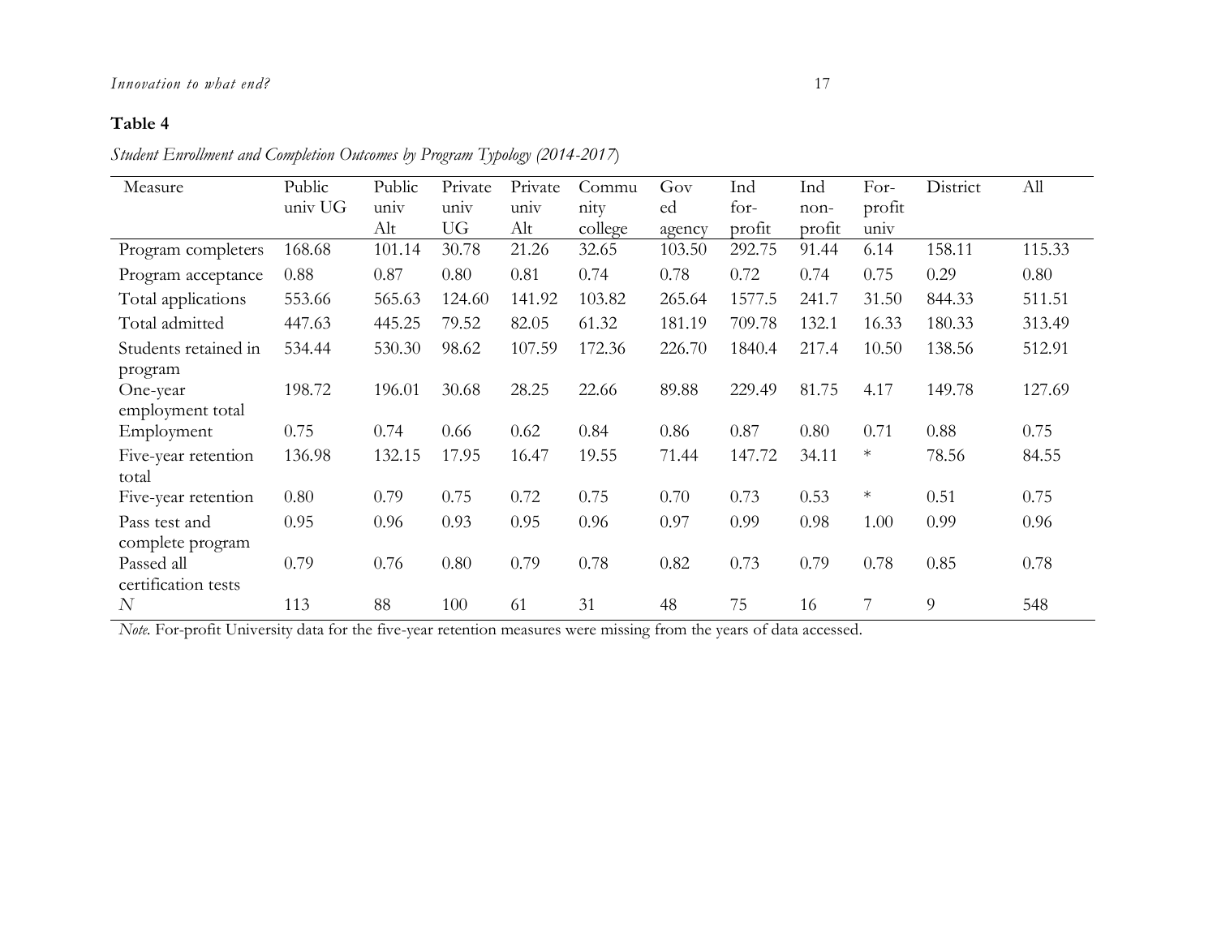**Table 4**

*Student Enrollment and Completion Outcomes by Program Typology (2014-2017)*

| Measure | Public univ UG | Public univ Alt | Private univ UG | Private univ Alt | Community college | Gov ed agency | Ind for-profit | Ind non-profit | For-profit univ | District | All |
|---|---|---|---|---|---|---|---|---|---|---|---|
| Program completers | 168.68 | 101.14 | 30.78 | 21.26 | 32.65 | 103.50 | 292.75 | 91.44 | 6.14 | 158.11 | 115.33 |
| Program acceptance | 0.88 | 0.87 | 0.80 | 0.81 | 0.74 | 0.78 | 0.72 | 0.74 | 0.75 | 0.29 | 0.80 |
| Total applications | 553.66 | 565.63 | 124.60 | 141.92 | 103.82 | 265.64 | 1577.5 | 241.7 | 31.50 | 844.33 | 511.51 |
| Total admitted | 447.63 | 445.25 | 79.52 | 82.05 | 61.32 | 181.19 | 709.78 | 132.1 | 16.33 | 180.33 | 313.49 |
| Students retained in program | 534.44 | 530.30 | 98.62 | 107.59 | 172.36 | 226.70 | 1840.4 | 217.4 | 10.50 | 138.56 | 512.91 |
| One-year employment total | 198.72 | 196.01 | 30.68 | 28.25 | 22.66 | 89.88 | 229.49 | 81.75 | 4.17 | 149.78 | 127.69 |
| Employment | 0.75 | 0.74 | 0.66 | 0.62 | 0.84 | 0.86 | 0.87 | 0.80 | 0.71 | 0.88 | 0.75 |
| Five-year retention total | 136.98 | 132.15 | 17.95 | 16.47 | 19.55 | 71.44 | 147.72 | 34.11 | * | 78.56 | 84.55 |
| Five-year retention | 0.80 | 0.79 | 0.75 | 0.72 | 0.75 | 0.70 | 0.73 | 0.53 | * | 0.51 | 0.75 |
| Pass test and complete program | 0.95 | 0.96 | 0.93 | 0.95 | 0.96 | 0.97 | 0.99 | 0.98 | 1.00 | 0.99 | 0.96 |
| Passed all certification tests | 0.79 | 0.76 | 0.80 | 0.79 | 0.78 | 0.82 | 0.73 | 0.79 | 0.78 | 0.85 | 0.78 |
| *N* | 113 | 88 | 100 | 61 | 31 | 48 | 75 | 16 | 7 | 9 | 548 |

*Note*. For-profit University data for the five-year retention measures were missing from the years of data accessed.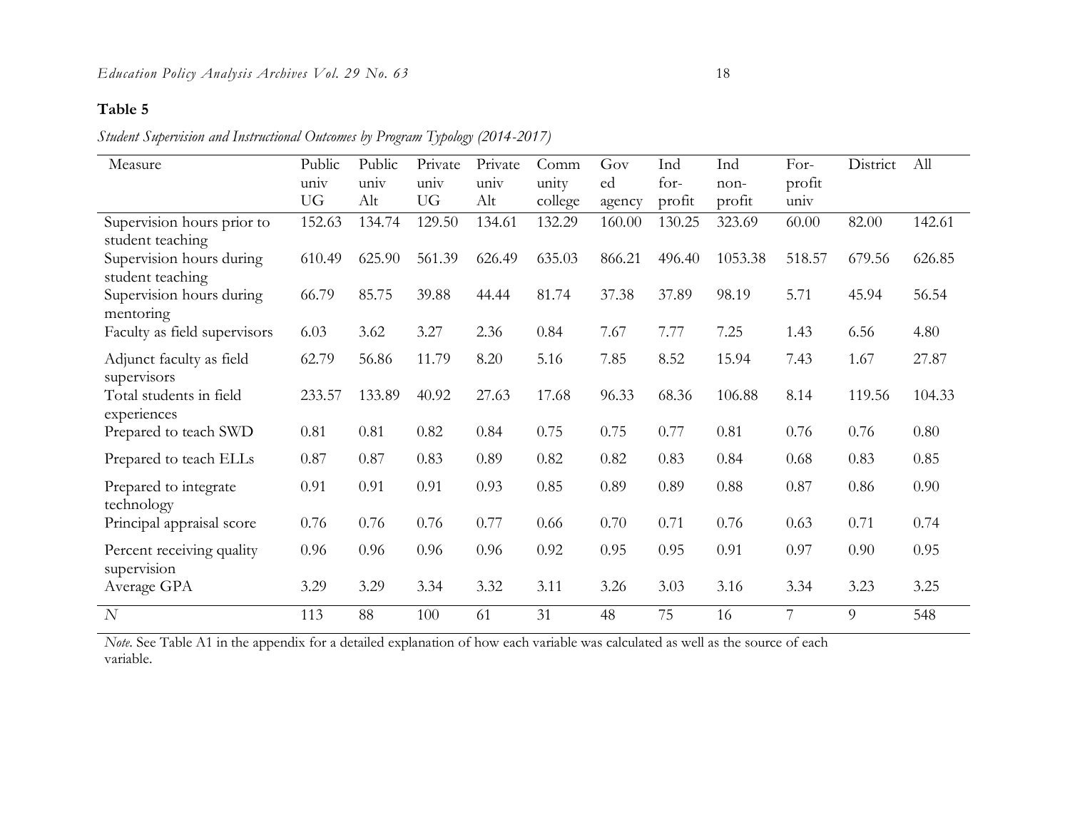**Table 5**

*Student Supervision and Instructional Outcomes by Program Typology (2014-2017)*

| Measure | Public univ UG | Public univ Alt | Private univ UG | Private univ Alt | Community college | Gov ed agency | Ind for-profit | Ind non-profit | For-profit univ | District | All |
|---|---|---|---|---|---|---|---|---|---|---|---|
| Supervision hours prior to student teaching | 152.63 | 134.74 | 129.50 | 134.61 | 132.29 | 160.00 | 130.25 | 323.69 | 60.00 | 82.00 | 142.61 |
| Supervision hours during student teaching | 610.49 | 625.90 | 561.39 | 626.49 | 635.03 | 866.21 | 496.40 | 1053.38 | 518.57 | 679.56 | 626.85 |
| Supervision hours during mentoring | 66.79 | 85.75 | 39.88 | 44.44 | 81.74 | 37.38 | 37.89 | 98.19 | 5.71 | 45.94 | 56.54 |
| Faculty as field supervisors | 6.03 | 3.62 | 3.27 | 2.36 | 0.84 | 7.67 | 7.77 | 7.25 | 1.43 | 6.56 | 4.80 |
| Adjunct faculty as field supervisors | 62.79 | 56.86 | 11.79 | 8.20 | 5.16 | 7.85 | 8.52 | 15.94 | 7.43 | 1.67 | 27.87 |
| Total students in field experiences | 233.57 | 133.89 | 40.92 | 27.63 | 17.68 | 96.33 | 68.36 | 106.88 | 8.14 | 119.56 | 104.33 |
| Prepared to teach SWD | 0.81 | 0.81 | 0.82 | 0.84 | 0.75 | 0.75 | 0.77 | 0.81 | 0.76 | 0.76 | 0.80 |
| Prepared to teach ELLs | 0.87 | 0.87 | 0.83 | 0.89 | 0.82 | 0.82 | 0.83 | 0.84 | 0.68 | 0.83 | 0.85 |
| Prepared to integrate technology | 0.91 | 0.91 | 0.91 | 0.93 | 0.85 | 0.89 | 0.89 | 0.88 | 0.87 | 0.86 | 0.90 |
| Principal appraisal score | 0.76 | 0.76 | 0.76 | 0.77 | 0.66 | 0.70 | 0.71 | 0.76 | 0.63 | 0.71 | 0.74 |
| Percent receiving quality supervision | 0.96 | 0.96 | 0.96 | 0.96 | 0.92 | 0.95 | 0.95 | 0.91 | 0.97 | 0.90 | 0.95 |
| Average GPA | 3.29 | 3.29 | 3.34 | 3.32 | 3.11 | 3.26 | 3.03 | 3.16 | 3.34 | 3.23 | 3.25 |
| *N* | 113 | 88 | 100 | 61 | 31 | 48 | 75 | 16 | 7 | 9 | 548 |

*Note*. See Table A1 in the appendix for a detailed explanation of how each variable was calculated as well as the source of each variable.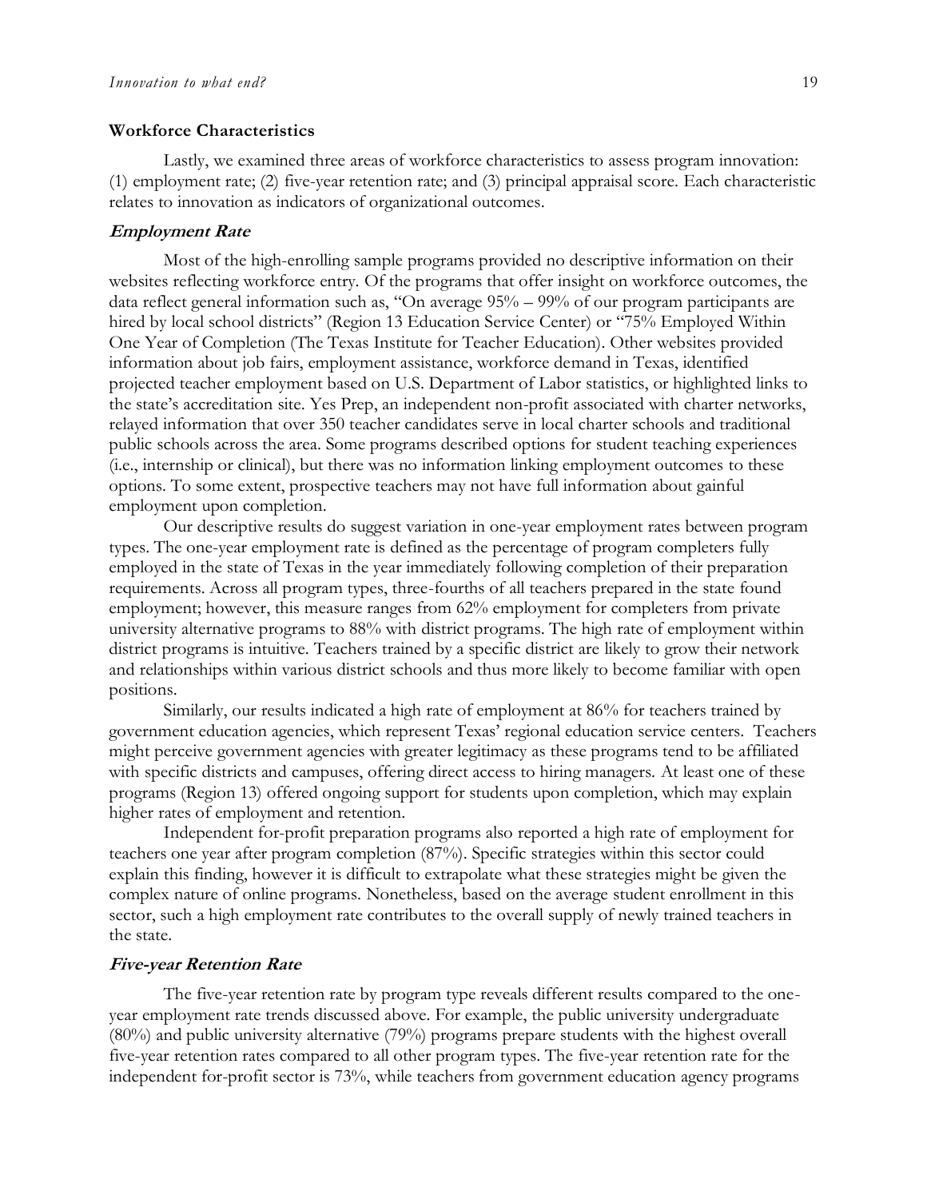## Workforce Characteristics

Lastly, we examined three areas of workforce characteristics to assess program innovation: (1) employment rate; (2) five-year retention rate; and (3) principal appraisal score. Each characteristic relates to innovation as indicators of organizational outcomes.

### *Employment Rate*

Most of the high-enrolling sample programs provided no descriptive information on their websites reflecting workforce entry. Of the programs that offer insight on workforce outcomes, the data reflect general information such as, "On average 95% – 99% of our program participants are hired by local school districts" (Region 13 Education Service Center) or "75% Employed Within One Year of Completion (The Texas Institute for Teacher Education). Other websites provided information about job fairs, employment assistance, workforce demand in Texas, identified projected teacher employment based on U.S. Department of Labor statistics, or highlighted links to the state's accreditation site. Yes Prep, an independent non-profit associated with charter networks, relayed information that over 350 teacher candidates serve in local charter schools and traditional public schools across the area. Some programs described options for student teaching experiences (i.e., internship or clinical), but there was no information linking employment outcomes to these options. To some extent, prospective teachers may not have full information about gainful employment upon completion.

Our descriptive results do suggest variation in one-year employment rates between program types. The one-year employment rate is defined as the percentage of program completers fully employed in the state of Texas in the year immediately following completion of their preparation requirements. Across all program types, three-fourths of all teachers prepared in the state found employment; however, this measure ranges from 62% employment for completers from private university alternative programs to 88% with district programs. The high rate of employment within district programs is intuitive. Teachers trained by a specific district are likely to grow their network and relationships within various district schools and thus more likely to become familiar with open positions.

Similarly, our results indicated a high rate of employment at 86% for teachers trained by government education agencies, which represent Texas' regional education service centers. Teachers might perceive government agencies with greater legitimacy as these programs tend to be affiliated with specific districts and campuses, offering direct access to hiring managers. At least one of these programs (Region 13) offered ongoing support for students upon completion, which may explain higher rates of employment and retention.

Independent for-profit preparation programs also reported a high rate of employment for teachers one year after program completion (87%). Specific strategies within this sector could explain this finding, however it is difficult to extrapolate what these strategies might be given the complex nature of online programs. Nonetheless, based on the average student enrollment in this sector, such a high employment rate contributes to the overall supply of newly trained teachers in the state.

### *Five-year Retention Rate*

The five-year retention rate by program type reveals different results compared to the one-year employment rate trends discussed above. For example, the public university undergraduate (80%) and public university alternative (79%) programs prepare students with the highest overall five-year retention rates compared to all other program types. The five-year retention rate for the independent for-profit sector is 73%, while teachers from government education agency programs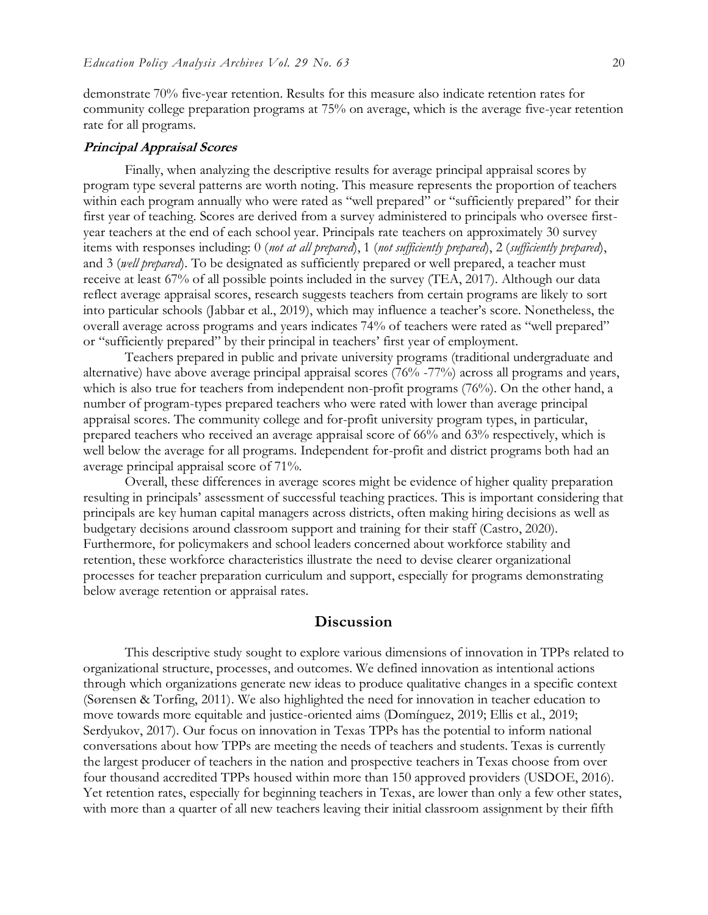demonstrate 70% five-year retention. Results for this measure also indicate retention rates for community college preparation programs at 75% on average, which is the average five-year retention rate for all programs.

### Principal Appraisal Scores

Finally, when analyzing the descriptive results for average principal appraisal scores by program type several patterns are worth noting. This measure represents the proportion of teachers within each program annually who were rated as "well prepared" or "sufficiently prepared" for their first year of teaching. Scores are derived from a survey administered to principals who oversee first-year teachers at the end of each school year. Principals rate teachers on approximately 30 survey items with responses including: 0 (*not at all prepared*), 1 (*not sufficiently prepared*), 2 (*sufficiently prepared*), and 3 (*well prepared*). To be designated as sufficiently prepared or well prepared, a teacher must receive at least 67% of all possible points included in the survey (TEA, 2017). Although our data reflect average appraisal scores, research suggests teachers from certain programs are likely to sort into particular schools (Jabbar et al., 2019), which may influence a teacher's score. Nonetheless, the overall average across programs and years indicates 74% of teachers were rated as "well prepared" or "sufficiently prepared" by their principal in teachers' first year of employment.

Teachers prepared in public and private university programs (traditional undergraduate and alternative) have above average principal appraisal scores (76% -77%) across all programs and years, which is also true for teachers from independent non-profit programs (76%). On the other hand, a number of program-types prepared teachers who were rated with lower than average principal appraisal scores. The community college and for-profit university program types, in particular, prepared teachers who received an average appraisal score of 66% and 63% respectively, which is well below the average for all programs. Independent for-profit and district programs both had an average principal appraisal score of 71%.

Overall, these differences in average scores might be evidence of higher quality preparation resulting in principals' assessment of successful teaching practices. This is important considering that principals are key human capital managers across districts, often making hiring decisions as well as budgetary decisions around classroom support and training for their staff (Castro, 2020). Furthermore, for policymakers and school leaders concerned about workforce stability and retention, these workforce characteristics illustrate the need to devise clearer organizational processes for teacher preparation curriculum and support, especially for programs demonstrating below average retention or appraisal rates.

## Discussion

This descriptive study sought to explore various dimensions of innovation in TPPs related to organizational structure, processes, and outcomes. We defined innovation as intentional actions through which organizations generate new ideas to produce qualitative changes in a specific context (Sørensen & Torfing, 2011). We also highlighted the need for innovation in teacher education to move towards more equitable and justice-oriented aims (Domínguez, 2019; Ellis et al., 2019; Serdyukov, 2017). Our focus on innovation in Texas TPPs has the potential to inform national conversations about how TPPs are meeting the needs of teachers and students. Texas is currently the largest producer of teachers in the nation and prospective teachers in Texas choose from over four thousand accredited TPPs housed within more than 150 approved providers (USDOE, 2016). Yet retention rates, especially for beginning teachers in Texas, are lower than only a few other states, with more than a quarter of all new teachers leaving their initial classroom assignment by their fifth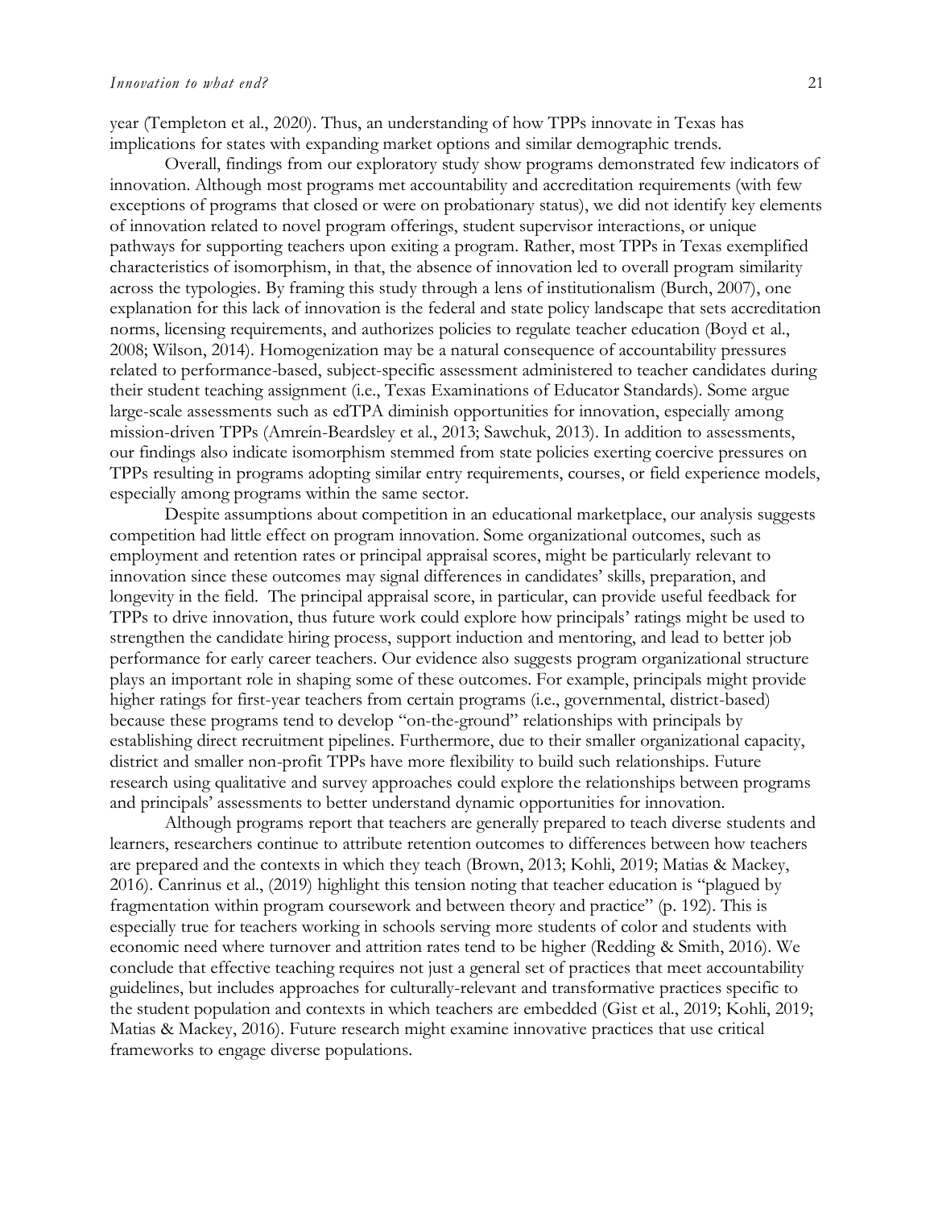year (Templeton et al., 2020). Thus, an understanding of how TPPs innovate in Texas has implications for states with expanding market options and similar demographic trends.

Overall, findings from our exploratory study show programs demonstrated few indicators of innovation. Although most programs met accountability and accreditation requirements (with few exceptions of programs that closed or were on probationary status), we did not identify key elements of innovation related to novel program offerings, student supervisor interactions, or unique pathways for supporting teachers upon exiting a program. Rather, most TPPs in Texas exemplified characteristics of isomorphism, in that, the absence of innovation led to overall program similarity across the typologies. By framing this study through a lens of institutionalism (Burch, 2007), one explanation for this lack of innovation is the federal and state policy landscape that sets accreditation norms, licensing requirements, and authorizes policies to regulate teacher education (Boyd et al., 2008; Wilson, 2014). Homogenization may be a natural consequence of accountability pressures related to performance-based, subject-specific assessment administered to teacher candidates during their student teaching assignment (i.e., Texas Examinations of Educator Standards). Some argue large-scale assessments such as edTPA diminish opportunities for innovation, especially among mission-driven TPPs (Amrein-Beardsley et al., 2013; Sawchuk, 2013). In addition to assessments, our findings also indicate isomorphism stemmed from state policies exerting coercive pressures on TPPs resulting in programs adopting similar entry requirements, courses, or field experience models, especially among programs within the same sector.

Despite assumptions about competition in an educational marketplace, our analysis suggests competition had little effect on program innovation. Some organizational outcomes, such as employment and retention rates or principal appraisal scores, might be particularly relevant to innovation since these outcomes may signal differences in candidates' skills, preparation, and longevity in the field. The principal appraisal score, in particular, can provide useful feedback for TPPs to drive innovation, thus future work could explore how principals' ratings might be used to strengthen the candidate hiring process, support induction and mentoring, and lead to better job performance for early career teachers. Our evidence also suggests program organizational structure plays an important role in shaping some of these outcomes. For example, principals might provide higher ratings for first-year teachers from certain programs (i.e., governmental, district-based) because these programs tend to develop "on-the-ground" relationships with principals by establishing direct recruitment pipelines. Furthermore, due to their smaller organizational capacity, district and smaller non-profit TPPs have more flexibility to build such relationships. Future research using qualitative and survey approaches could explore the relationships between programs and principals' assessments to better understand dynamic opportunities for innovation.

Although programs report that teachers are generally prepared to teach diverse students and learners, researchers continue to attribute retention outcomes to differences between how teachers are prepared and the contexts in which they teach (Brown, 2013; Kohli, 2019; Matias & Mackey, 2016). Canrinus et al., (2019) highlight this tension noting that teacher education is "plagued by fragmentation within program coursework and between theory and practice" (p. 192). This is especially true for teachers working in schools serving more students of color and students with economic need where turnover and attrition rates tend to be higher (Redding & Smith, 2016). We conclude that effective teaching requires not just a general set of practices that meet accountability guidelines, but includes approaches for culturally-relevant and transformative practices specific to the student population and contexts in which teachers are embedded (Gist et al., 2019; Kohli, 2019; Matias & Mackey, 2016). Future research might examine innovative practices that use critical frameworks to engage diverse populations.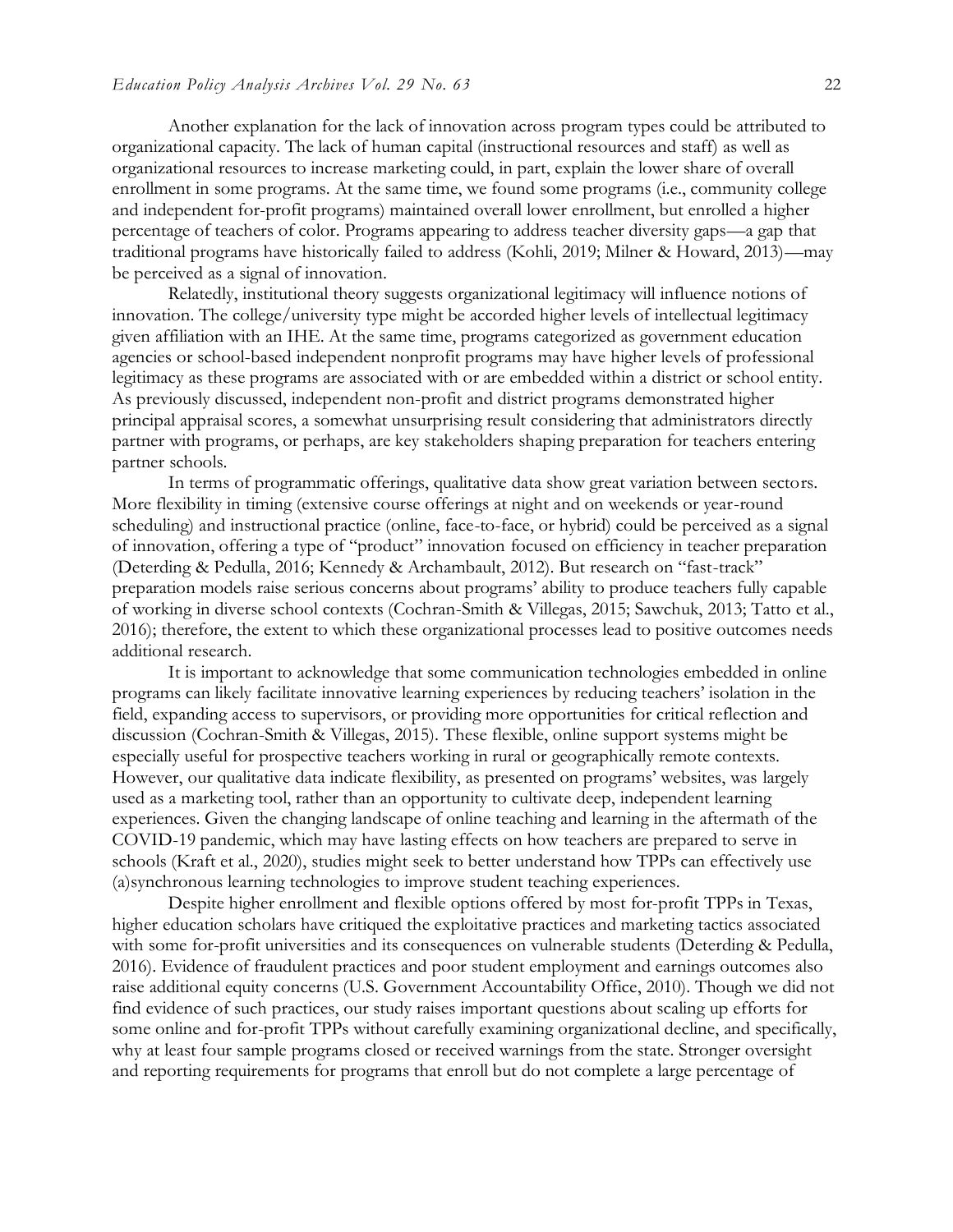Another explanation for the lack of innovation across program types could be attributed to organizational capacity. The lack of human capital (instructional resources and staff) as well as organizational resources to increase marketing could, in part, explain the lower share of overall enrollment in some programs. At the same time, we found some programs (i.e., community college and independent for-profit programs) maintained overall lower enrollment, but enrolled a higher percentage of teachers of color. Programs appearing to address teacher diversity gaps—a gap that traditional programs have historically failed to address (Kohli, 2019; Milner & Howard, 2013)—may be perceived as a signal of innovation.

Relatedly, institutional theory suggests organizational legitimacy will influence notions of innovation. The college/university type might be accorded higher levels of intellectual legitimacy given affiliation with an IHE. At the same time, programs categorized as government education agencies or school-based independent nonprofit programs may have higher levels of professional legitimacy as these programs are associated with or are embedded within a district or school entity. As previously discussed, independent non-profit and district programs demonstrated higher principal appraisal scores, a somewhat unsurprising result considering that administrators directly partner with programs, or perhaps, are key stakeholders shaping preparation for teachers entering partner schools.

In terms of programmatic offerings, qualitative data show great variation between sectors. More flexibility in timing (extensive course offerings at night and on weekends or year-round scheduling) and instructional practice (online, face-to-face, or hybrid) could be perceived as a signal of innovation, offering a type of "product" innovation focused on efficiency in teacher preparation (Deterding & Pedulla, 2016; Kennedy & Archambault, 2012). But research on "fast-track" preparation models raise serious concerns about programs' ability to produce teachers fully capable of working in diverse school contexts (Cochran-Smith & Villegas, 2015; Sawchuk, 2013; Tatto et al., 2016); therefore, the extent to which these organizational processes lead to positive outcomes needs additional research.

It is important to acknowledge that some communication technologies embedded in online programs can likely facilitate innovative learning experiences by reducing teachers' isolation in the field, expanding access to supervisors, or providing more opportunities for critical reflection and discussion (Cochran-Smith & Villegas, 2015). These flexible, online support systems might be especially useful for prospective teachers working in rural or geographically remote contexts. However, our qualitative data indicate flexibility, as presented on programs' websites, was largely used as a marketing tool, rather than an opportunity to cultivate deep, independent learning experiences. Given the changing landscape of online teaching and learning in the aftermath of the COVID-19 pandemic, which may have lasting effects on how teachers are prepared to serve in schools (Kraft et al., 2020), studies might seek to better understand how TPPs can effectively use (a)synchronous learning technologies to improve student teaching experiences.

Despite higher enrollment and flexible options offered by most for-profit TPPs in Texas, higher education scholars have critiqued the exploitative practices and marketing tactics associated with some for-profit universities and its consequences on vulnerable students (Deterding & Pedulla, 2016). Evidence of fraudulent practices and poor student employment and earnings outcomes also raise additional equity concerns (U.S. Government Accountability Office, 2010). Though we did not find evidence of such practices, our study raises important questions about scaling up efforts for some online and for-profit TPPs without carefully examining organizational decline, and specifically, why at least four sample programs closed or received warnings from the state. Stronger oversight and reporting requirements for programs that enroll but do not complete a large percentage of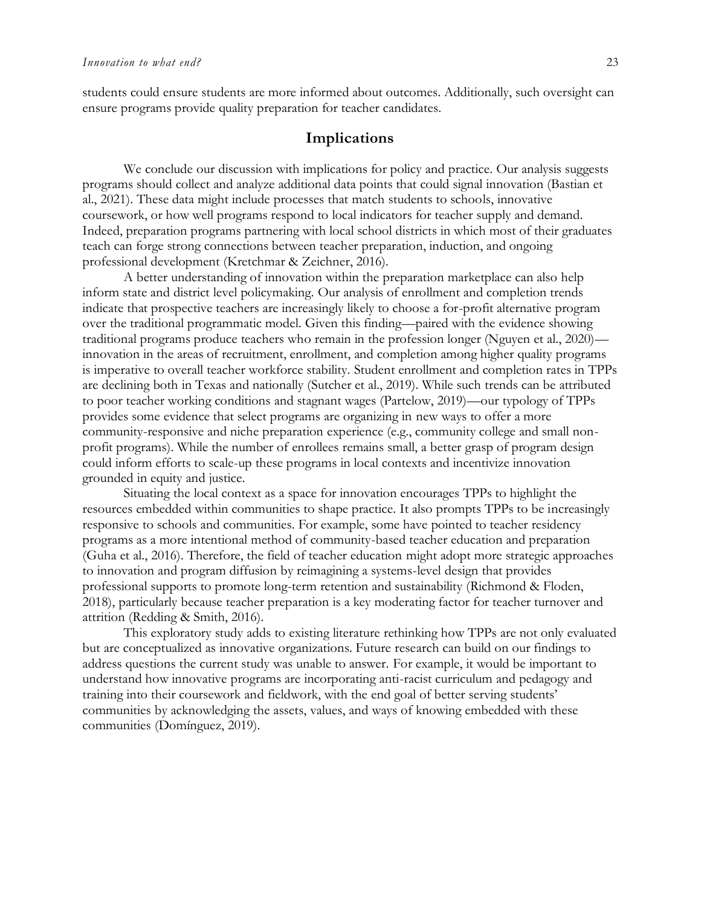students could ensure students are more informed about outcomes. Additionally, such oversight can ensure programs provide quality preparation for teacher candidates.

## Implications

We conclude our discussion with implications for policy and practice. Our analysis suggests programs should collect and analyze additional data points that could signal innovation (Bastian et al., 2021). These data might include processes that match students to schools, innovative coursework, or how well programs respond to local indicators for teacher supply and demand. Indeed, preparation programs partnering with local school districts in which most of their graduates teach can forge strong connections between teacher preparation, induction, and ongoing professional development (Kretchmar & Zeichner, 2016).

A better understanding of innovation within the preparation marketplace can also help inform state and district level policymaking. Our analysis of enrollment and completion trends indicate that prospective teachers are increasingly likely to choose a for-profit alternative program over the traditional programmatic model. Given this finding—paired with the evidence showing traditional programs produce teachers who remain in the profession longer (Nguyen et al., 2020)—innovation in the areas of recruitment, enrollment, and completion among higher quality programs is imperative to overall teacher workforce stability. Student enrollment and completion rates in TPPs are declining both in Texas and nationally (Sutcher et al., 2019). While such trends can be attributed to poor teacher working conditions and stagnant wages (Partelow, 2019)—our typology of TPPs provides some evidence that select programs are organizing in new ways to offer a more community-responsive and niche preparation experience (e.g., community college and small non-profit programs). While the number of enrollees remains small, a better grasp of program design could inform efforts to scale-up these programs in local contexts and incentivize innovation grounded in equity and justice.

Situating the local context as a space for innovation encourages TPPs to highlight the resources embedded within communities to shape practice. It also prompts TPPs to be increasingly responsive to schools and communities. For example, some have pointed to teacher residency programs as a more intentional method of community-based teacher education and preparation (Guha et al., 2016). Therefore, the field of teacher education might adopt more strategic approaches to innovation and program diffusion by reimagining a systems-level design that provides professional supports to promote long-term retention and sustainability (Richmond & Floden, 2018), particularly because teacher preparation is a key moderating factor for teacher turnover and attrition (Redding & Smith, 2016).

This exploratory study adds to existing literature rethinking how TPPs are not only evaluated but are conceptualized as innovative organizations. Future research can build on our findings to address questions the current study was unable to answer. For example, it would be important to understand how innovative programs are incorporating anti-racist curriculum and pedagogy and training into their coursework and fieldwork, with the end goal of better serving students' communities by acknowledging the assets, values, and ways of knowing embedded with these communities (Domínguez, 2019).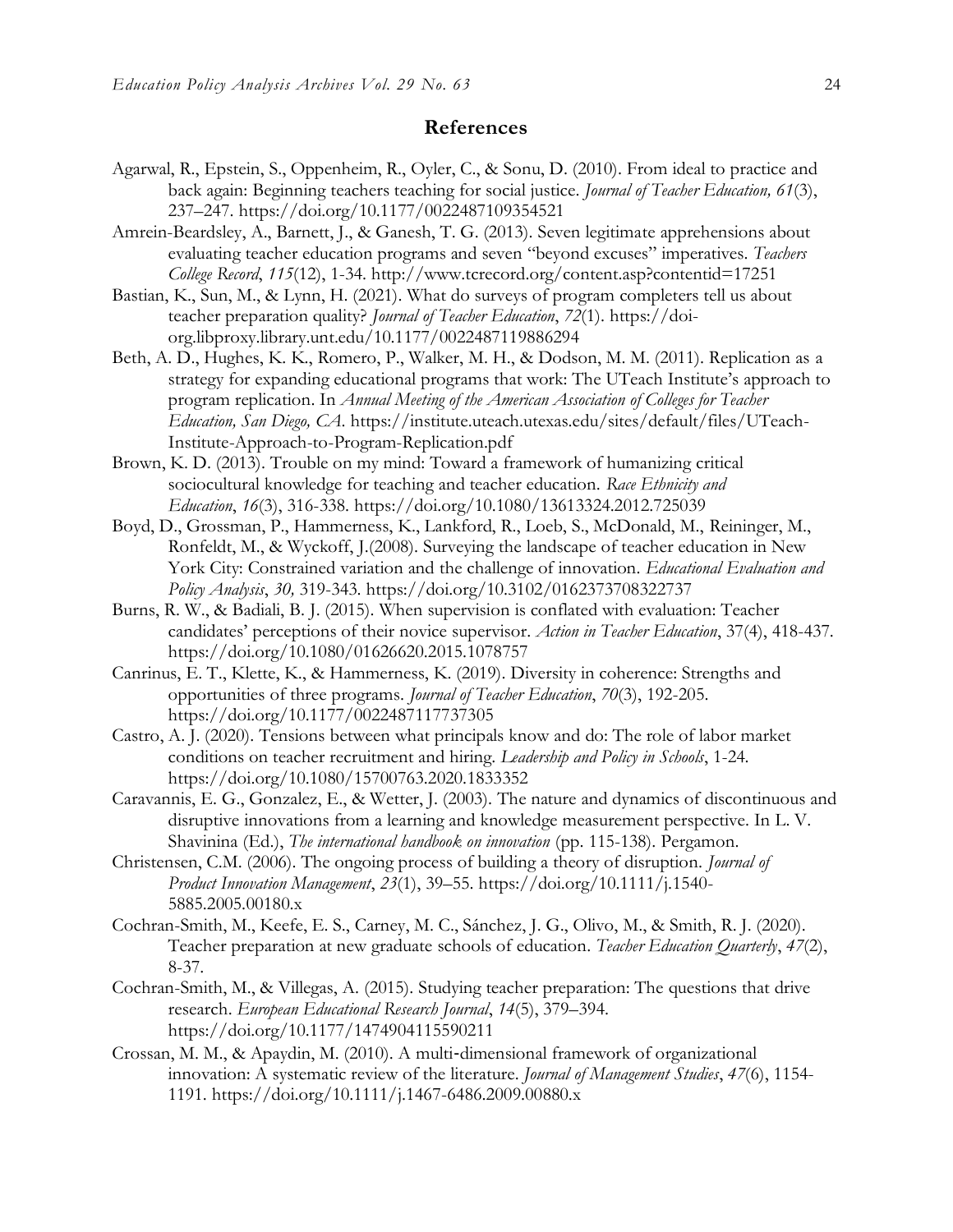## References

Agarwal, R., Epstein, S., Oppenheim, R., Oyler, C., & Sonu, D. (2010). From ideal to practice and back again: Beginning teachers teaching for social justice. *Journal of Teacher Education, 61*(3), 237–247. https://doi.org/10.1177/0022487109354521

Amrein-Beardsley, A., Barnett, J., & Ganesh, T. G. (2013). Seven legitimate apprehensions about evaluating teacher education programs and seven "beyond excuses" imperatives. *Teachers College Record*, *115*(12), 1-34. http://www.tcrecord.org/content.asp?contentid=17251

Bastian, K., Sun, M., & Lynn, H. (2021). What do surveys of program completers tell us about teacher preparation quality? *Journal of Teacher Education*, *72*(1). https://doi-org.libproxy.library.unt.edu/10.1177/0022487119886294

Beth, A. D., Hughes, K. K., Romero, P., Walker, M. H., & Dodson, M. M. (2011). Replication as a strategy for expanding educational programs that work: The UTeach Institute's approach to program replication. In *Annual Meeting of the American Association of Colleges for Teacher Education, San Diego, CA*. https://institute.uteach.utexas.edu/sites/default/files/UTeach-Institute-Approach-to-Program-Replication.pdf

Brown, K. D. (2013). Trouble on my mind: Toward a framework of humanizing critical sociocultural knowledge for teaching and teacher education. *Race Ethnicity and Education*, *16*(3), 316-338. https://doi.org/10.1080/13613324.2012.725039

Boyd, D., Grossman, P., Hammerness, K., Lankford, R., Loeb, S., McDonald, M., Reininger, M., Ronfeldt, M., & Wyckoff, J.(2008). Surveying the landscape of teacher education in New York City: Constrained variation and the challenge of innovation. *Educational Evaluation and Policy Analysis*, *30,* 319-343. https://doi.org/10.3102/0162373708322737

Burns, R. W., & Badiali, B. J. (2015). When supervision is conflated with evaluation: Teacher candidates' perceptions of their novice supervisor. *Action in Teacher Education*, 37(4), 418-437. https://doi.org/10.1080/01626620.2015.1078757

Canrinus, E. T., Klette, K., & Hammerness, K. (2019). Diversity in coherence: Strengths and opportunities of three programs. *Journal of Teacher Education*, *70*(3), 192-205. https://doi.org/10.1177/0022487117737305

Castro, A. J. (2020). Tensions between what principals know and do: The role of labor market conditions on teacher recruitment and hiring. *Leadership and Policy in Schools*, 1-24. https://doi.org/10.1080/15700763.2020.1833352

Caravannis, E. G., Gonzalez, E., & Wetter, J. (2003). The nature and dynamics of discontinuous and disruptive innovations from a learning and knowledge measurement perspective. In L. V. Shavinina (Ed.), *The international handbook on innovation* (pp. 115-138). Pergamon.

Christensen, C.M. (2006). The ongoing process of building a theory of disruption. *Journal of Product Innovation Management*, *23*(1), 39–55. https://doi.org/10.1111/j.1540-5885.2005.00180.x

Cochran-Smith, M., Keefe, E. S., Carney, M. C., Sánchez, J. G., Olivo, M., & Smith, R. J. (2020). Teacher preparation at new graduate schools of education. *Teacher Education Quarterly*, *47*(2), 8-37.

Cochran-Smith, M., & Villegas, A. (2015). Studying teacher preparation: The questions that drive research. *European Educational Research Journal*, *14*(5), 379–394. https://doi.org/10.1177/1474904115590211

Crossan, M. M., & Apaydin, M. (2010). A multi‐dimensional framework of organizational innovation: A systematic review of the literature. *Journal of Management Studies*, *47*(6), 1154-1191. https://doi.org/10.1111/j.1467-6486.2009.00880.x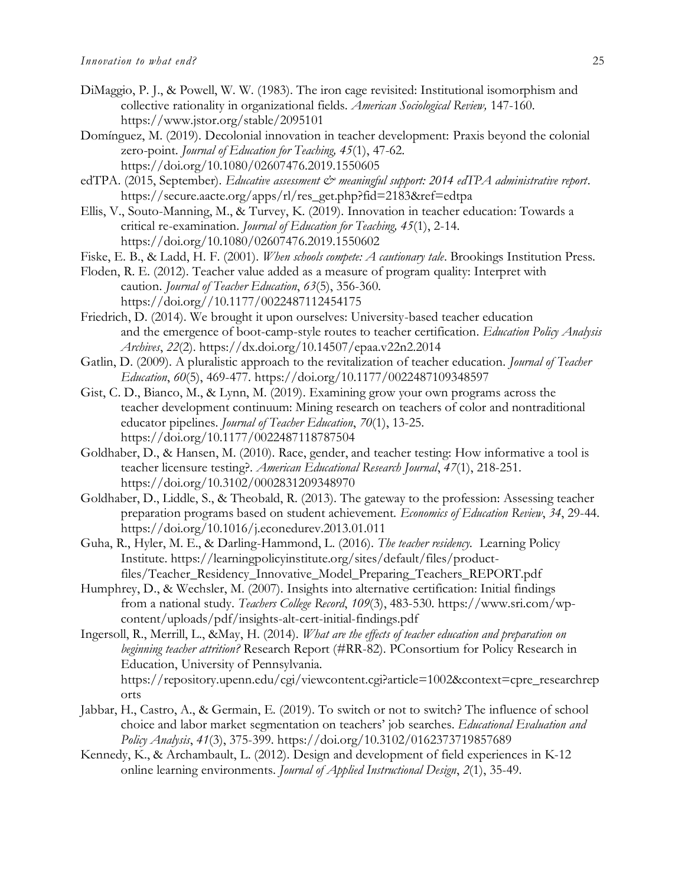DiMaggio, P. J., & Powell, W. W. (1983). The iron cage revisited: Institutional isomorphism and collective rationality in organizational fields. *American Sociological Review,* 147-160. https://www.jstor.org/stable/2095101

Domínguez, M. (2019). Decolonial innovation in teacher development: Praxis beyond the colonial zero-point. *Journal of Education for Teaching, 45*(1), 47-62. https://doi.org/10.1080/02607476.2019.1550605

edTPA. (2015, September). *Educative assessment & meaningful support: 2014 edTPA administrative report*. https://secure.aacte.org/apps/rl/res_get.php?fid=2183&ref=edtpa

Ellis, V., Souto-Manning, M., & Turvey, K. (2019). Innovation in teacher education: Towards a critical re-examination. *Journal of Education for Teaching, 45*(1), 2-14. https://doi.org/10.1080/02607476.2019.1550602

Fiske, E. B., & Ladd, H. F. (2001). *When schools compete: A cautionary tale*. Brookings Institution Press.

Floden, R. E. (2012). Teacher value added as a measure of program quality: Interpret with caution. *Journal of Teacher Education*, *63*(5), 356-360. https://doi.org//10.1177/0022487112454175

Friedrich, D. (2014). We brought it upon ourselves: University-based teacher education and the emergence of boot-camp-style routes to teacher certification. *Education Policy Analysis Archives*, *22*(2). https://dx.doi.org/10.14507/epaa.v22n2.2014

Gatlin, D. (2009). A pluralistic approach to the revitalization of teacher education. *Journal of Teacher Education*, *60*(5), 469-477. https://doi.org/10.1177/0022487109348597

Gist, C. D., Bianco, M., & Lynn, M. (2019). Examining grow your own programs across the teacher development continuum: Mining research on teachers of color and nontraditional educator pipelines. *Journal of Teacher Education*, *70*(1), 13-25. https://doi.org/10.1177/0022487118787504

Goldhaber, D., & Hansen, M. (2010). Race, gender, and teacher testing: How informative a tool is teacher licensure testing?. *American Educational Research Journal*, *47*(1), 218-251. https://doi.org/10.3102/0002831209348970

Goldhaber, D., Liddle, S., & Theobald, R. (2013). The gateway to the profession: Assessing teacher preparation programs based on student achievement. *Economics of Education Review*, *34*, 29-44. https://doi.org/10.1016/j.econedurev.2013.01.011

Guha, R., Hyler, M. E., & Darling-Hammond, L. (2016). *The teacher residency.* Learning Policy Institute. https://learningpolicyinstitute.org/sites/default/files/product-files/Teacher_Residency_Innovative_Model_Preparing_Teachers_REPORT.pdf

Humphrey, D., & Wechsler, M. (2007). Insights into alternative certification: Initial findings from a national study. *Teachers College Record*, *109*(3), 483-530. https://www.sri.com/wp-content/uploads/pdf/insights-alt-cert-initial-findings.pdf

Ingersoll, R., Merrill, L., &May, H. (2014). *What are the effects of teacher education and preparation on beginning teacher attrition?* Research Report (#RR-82). PConsortium for Policy Research in Education, University of Pennsylvania. https://repository.upenn.edu/cgi/viewcontent.cgi?article=1002&context=cpre_researchreports

Jabbar, H., Castro, A., & Germain, E. (2019). To switch or not to switch? The influence of school choice and labor market segmentation on teachers' job searches. *Educational Evaluation and Policy Analysis*, *41*(3), 375-399. https://doi.org/10.3102/0162373719857689

Kennedy, K., & Archambault, L. (2012). Design and development of field experiences in K-12 online learning environments. *Journal of Applied Instructional Design*, *2*(1), 35-49.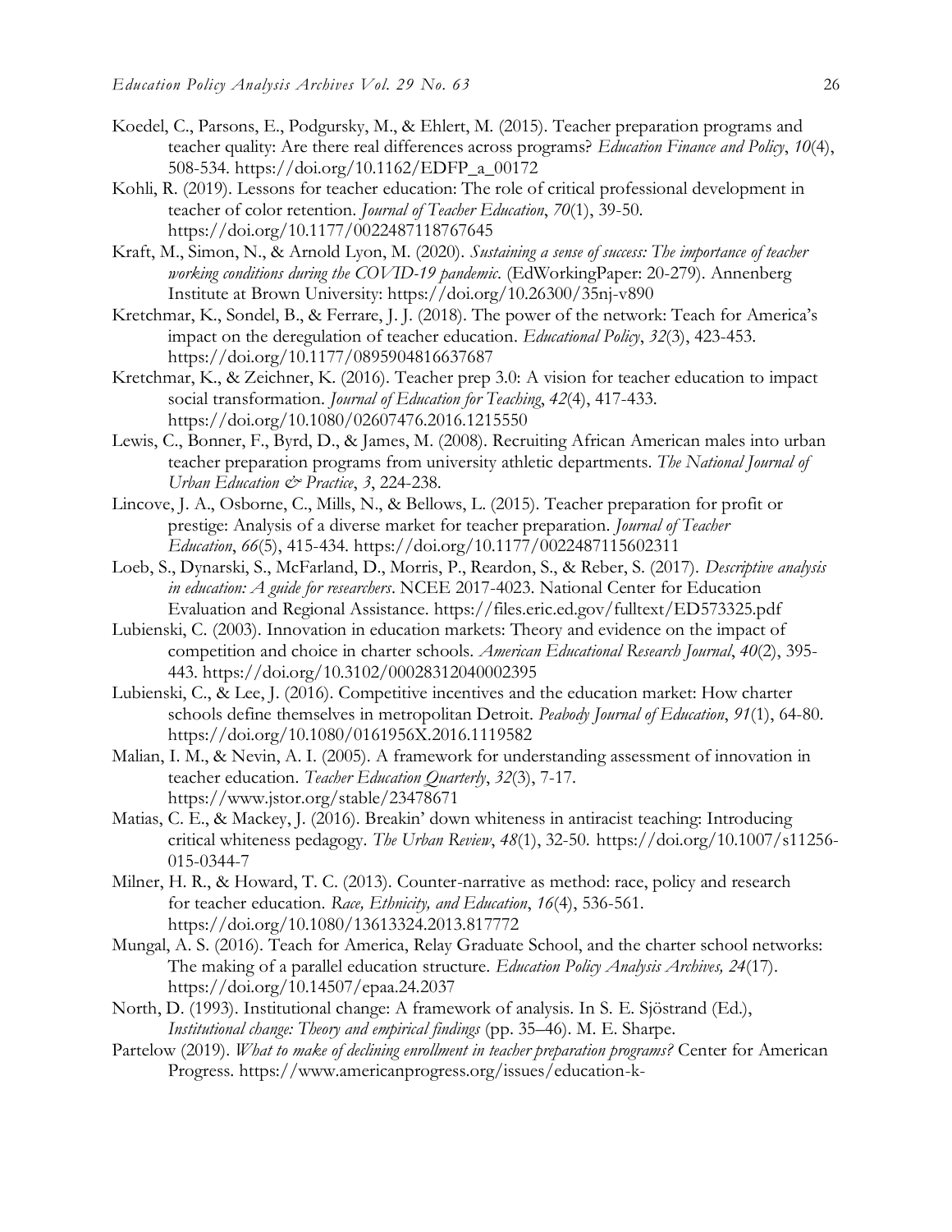Koedel, C., Parsons, E., Podgursky, M., & Ehlert, M. (2015). Teacher preparation programs and teacher quality: Are there real differences across programs? *Education Finance and Policy*, *10*(4), 508-534. https://doi.org/10.1162/EDFP_a_00172

Kohli, R. (2019). Lessons for teacher education: The role of critical professional development in teacher of color retention. *Journal of Teacher Education*, *70*(1), 39-50. https://doi.org/10.1177/0022487118767645

Kraft, M., Simon, N., & Arnold Lyon, M. (2020). *Sustaining a sense of success: The importance of teacher working conditions during the COVID-19 pandemic*. (EdWorkingPaper: 20-279). Annenberg Institute at Brown University: https://doi.org/10.26300/35nj-v890

Kretchmar, K., Sondel, B., & Ferrare, J. J. (2018). The power of the network: Teach for America's impact on the deregulation of teacher education. *Educational Policy*, *32*(3), 423-453. https://doi.org/10.1177/0895904816637687

Kretchmar, K., & Zeichner, K. (2016). Teacher prep 3.0: A vision for teacher education to impact social transformation. *Journal of Education for Teaching*, *42*(4), 417-433. https://doi.org/10.1080/02607476.2016.1215550

Lewis, C., Bonner, F., Byrd, D., & James, M. (2008). Recruiting African American males into urban teacher preparation programs from university athletic departments. *The National Journal of Urban Education & Practice*, *3*, 224-238.

Lincove, J. A., Osborne, C., Mills, N., & Bellows, L. (2015). Teacher preparation for profit or prestige: Analysis of a diverse market for teacher preparation. *Journal of Teacher Education*, *66*(5), 415-434. https://doi.org/10.1177/0022487115602311

Loeb, S., Dynarski, S., McFarland, D., Morris, P., Reardon, S., & Reber, S. (2017). *Descriptive analysis in education: A guide for researchers*. NCEE 2017-4023. National Center for Education Evaluation and Regional Assistance. https://files.eric.ed.gov/fulltext/ED573325.pdf

Lubienski, C. (2003). Innovation in education markets: Theory and evidence on the impact of competition and choice in charter schools. *American Educational Research Journal*, *40*(2), 395-443. https://doi.org/10.3102/00028312040002395

Lubienski, C., & Lee, J. (2016). Competitive incentives and the education market: How charter schools define themselves in metropolitan Detroit. *Peabody Journal of Education*, *91*(1), 64-80. https://doi.org/10.1080/0161956X.2016.1119582

Malian, I. M., & Nevin, A. I. (2005). A framework for understanding assessment of innovation in teacher education. *Teacher Education Quarterly*, *32*(3), 7-17. https://www.jstor.org/stable/23478671

Matias, C. E., & Mackey, J. (2016). Breakin' down whiteness in antiracist teaching: Introducing critical whiteness pedagogy. *The Urban Review*, *48*(1), 32-50. https://doi.org/10.1007/s11256-015-0344-7

Milner, H. R., & Howard, T. C. (2013). Counter-narrative as method: race, policy and research for teacher education. *Race, Ethnicity, and Education*, *16*(4), 536-561. https://doi.org/10.1080/13613324.2013.817772

Mungal, A. S. (2016). Teach for America, Relay Graduate School, and the charter school networks: The making of a parallel education structure. *Education Policy Analysis Archives, 24*(17). https://doi.org/10.14507/epaa.24.2037

North, D. (1993). Institutional change: A framework of analysis. In S. E. Sjöstrand (Ed.), *Institutional change: Theory and empirical findings* (pp. 35–46). M. E. Sharpe.

Partelow (2019). *What to make of declining enrollment in teacher preparation programs?* Center for American Progress. https://www.americanprogress.org/issues/education-k-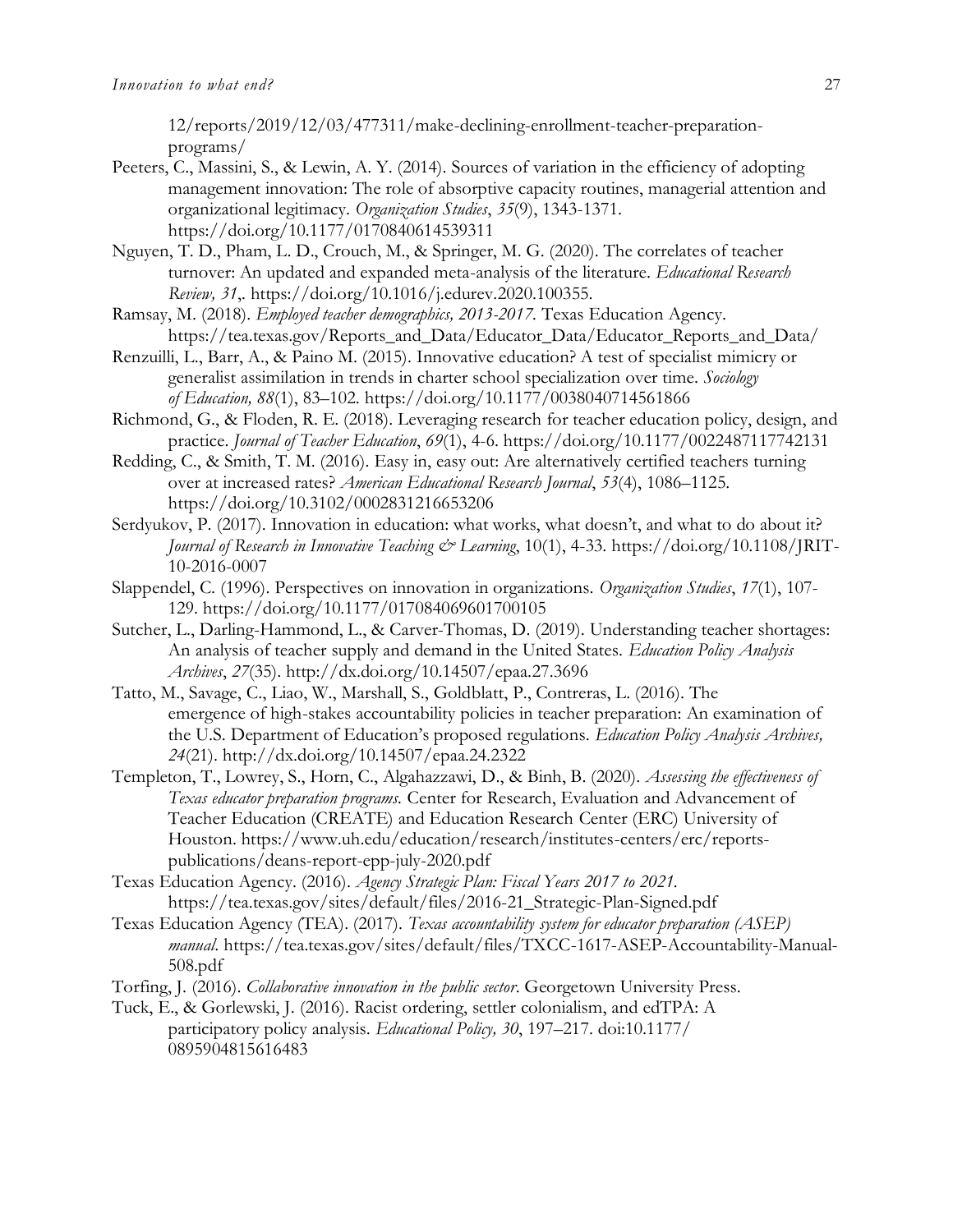12/reports/2019/12/03/477311/make-declining-enrollment-teacher-preparation-programs/

Peeters, C., Massini, S., & Lewin, A. Y. (2014). Sources of variation in the efficiency of adopting management innovation: The role of absorptive capacity routines, managerial attention and organizational legitimacy. *Organization Studies*, *35*(9), 1343-1371. https://doi.org/10.1177/0170840614539311

Nguyen, T. D., Pham, L. D., Crouch, M., & Springer, M. G. (2020). The correlates of teacher turnover: An updated and expanded meta-analysis of the literature. *Educational Research Review, 31*,. https://doi.org/10.1016/j.edurev.2020.100355.

Ramsay, M. (2018). *Employed teacher demographics, 2013-2017.* Texas Education Agency. https://tea.texas.gov/Reports_and_Data/Educator_Data/Educator_Reports_and_Data/

Renzuilli, L., Barr, A., & Paino M. (2015). Innovative education? A test of specialist mimicry or generalist assimilation in trends in charter school specialization over time. *Sociology of Education, 88*(1), 83–102. https://doi.org/10.1177/0038040714561866

Richmond, G., & Floden, R. E. (2018). Leveraging research for teacher education policy, design, and practice. *Journal of Teacher Education*, *69*(1), 4-6. https://doi.org/10.1177/0022487117742131

Redding, C., & Smith, T. M. (2016). Easy in, easy out: Are alternatively certified teachers turning over at increased rates? *American Educational Research Journal*, *53*(4), 1086–1125. https://doi.org/10.3102/0002831216653206

Serdyukov, P. (2017). Innovation in education: what works, what doesn't, and what to do about it? *Journal of Research in Innovative Teaching & Learning*, 10(1), 4-33. https://doi.org/10.1108/JRIT-10-2016-0007

Slappendel, C. (1996). Perspectives on innovation in organizations. *Organization Studies*, *17*(1), 107-129. https://doi.org/10.1177/017084069601700105

Sutcher, L., Darling-Hammond, L., & Carver-Thomas, D. (2019). Understanding teacher shortages: An analysis of teacher supply and demand in the United States. *Education Policy Analysis Archives*, *27*(35). http://dx.doi.org/10.14507/epaa.27.3696

Tatto, M., Savage, C., Liao, W., Marshall, S., Goldblatt, P., Contreras, L. (2016). The emergence of high-stakes accountability policies in teacher preparation: An examination of the U.S. Department of Education's proposed regulations. *Education Policy Analysis Archives, 24*(21). http://dx.doi.org/10.14507/epaa.24.2322

Templeton, T., Lowrey, S., Horn, C., Algahazzawi, D., & Binh, B. (2020). *Assessing the effectiveness of Texas educator preparation programs.* Center for Research, Evaluation and Advancement of Teacher Education (CREATE) and Education Research Center (ERC) University of Houston. https://www.uh.edu/education/research/institutes-centers/erc/reports-publications/deans-report-epp-july-2020.pdf

Texas Education Agency. (2016). *Agency Strategic Plan: Fiscal Years 2017 to 2021.* https://tea.texas.gov/sites/default/files/2016-21_Strategic-Plan-Signed.pdf

Texas Education Agency (TEA). (2017). *Texas accountability system for educator preparation (ASEP) manual*. https://tea.texas.gov/sites/default/files/TXCC-1617-ASEP-Accountability-Manual-508.pdf

Torfing, J. (2016). *Collaborative innovation in the public sector*. Georgetown University Press.

Tuck, E., & Gorlewski, J. (2016). Racist ordering, settler colonialism, and edTPA: A participatory policy analysis. *Educational Policy, 30*, 197–217. doi:10.1177/0895904815616483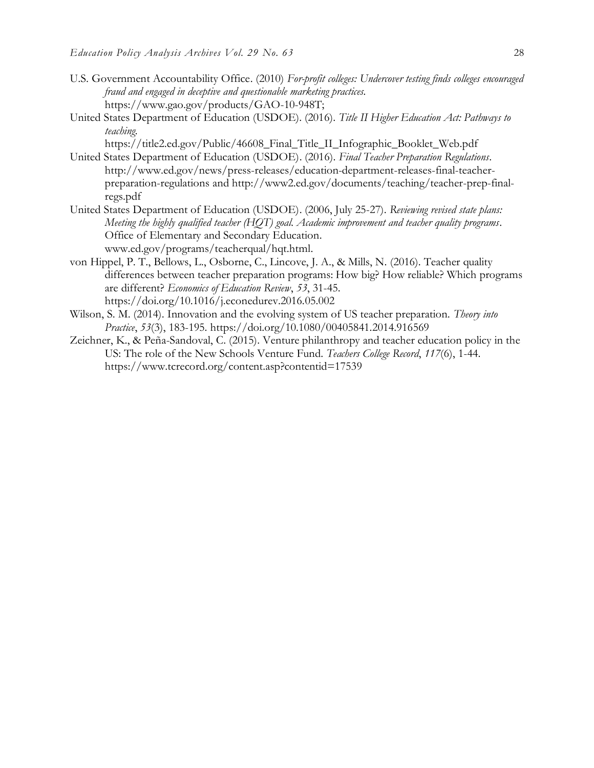U.S. Government Accountability Office. (2010) *For-profit colleges: Undercover testing finds colleges encouraged fraud and engaged in deceptive and questionable marketing practices*. https://www.gao.gov/products/GAO-10-948T;

United States Department of Education (USDOE). (2016). *Title II Higher Education Act: Pathways to teaching.* https://title2.ed.gov/Public/46608_Final_Title_II_Infographic_Booklet_Web.pdf

United States Department of Education (USDOE). (2016). *Final Teacher Preparation Regulations*. http://www.ed.gov/news/press-releases/education-department-releases-final-teacher-preparation-regulations and http://www2.ed.gov/documents/teaching/teacher-prep-final-regs.pdf

United States Department of Education (USDOE). (2006, July 25-27). *Reviewing revised state plans: Meeting the highly qualified teacher (HQT) goal. Academic improvement and teacher quality programs*. Office of Elementary and Secondary Education. www.ed.gov/programs/teacherqual/hqt.html.

von Hippel, P. T., Bellows, L., Osborne, C., Lincove, J. A., & Mills, N. (2016). Teacher quality differences between teacher preparation programs: How big? How reliable? Which programs are different? *Economics of Education Review*, *53*, 31-45. https://doi.org/10.1016/j.econedurev.2016.05.002

Wilson, S. M. (2014). Innovation and the evolving system of US teacher preparation. *Theory into Practice*, *53*(3), 183-195. https://doi.org/10.1080/00405841.2014.916569

Zeichner, K., & Peña-Sandoval, C. (2015). Venture philanthropy and teacher education policy in the US: The role of the New Schools Venture Fund. *Teachers College Record*, *117*(6), 1-44. https://www.tcrecord.org/content.asp?contentid=17539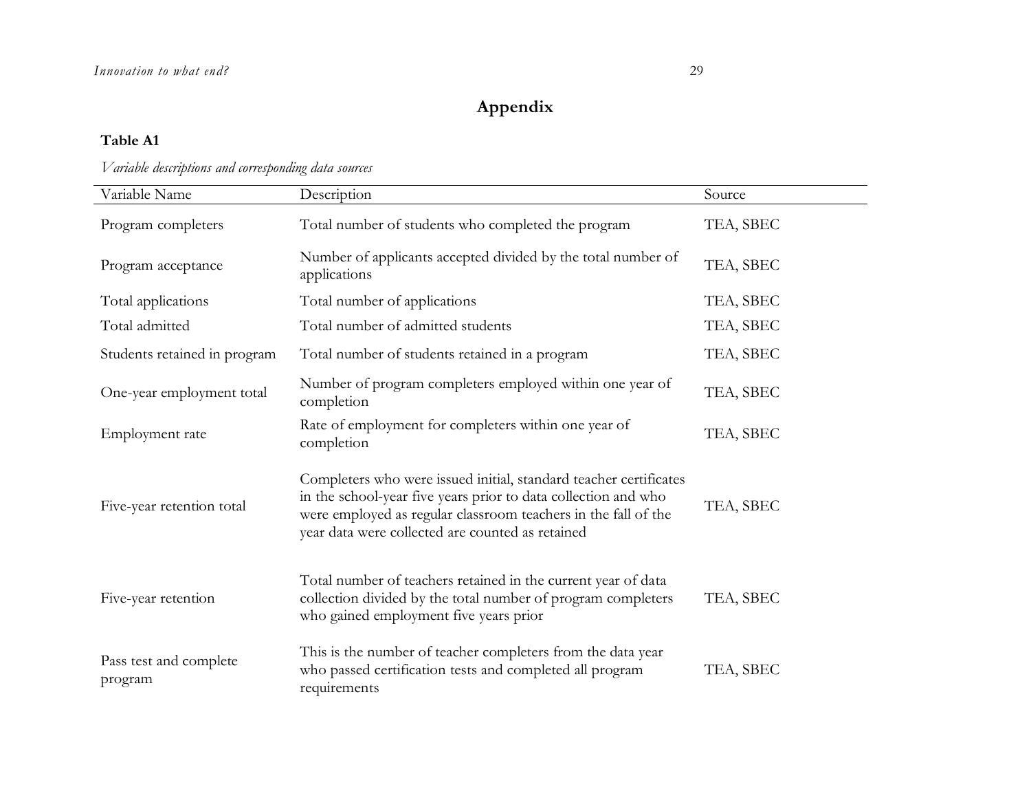# Appendix

**Table A1**

*Variable descriptions and corresponding data sources*

| Variable Name | Description | Source |
|---|---|---|
| Program completers | Total number of students who completed the program | TEA, SBEC |
| Program acceptance | Number of applicants accepted divided by the total number of applications | TEA, SBEC |
| Total applications | Total number of applications | TEA, SBEC |
| Total admitted | Total number of admitted students | TEA, SBEC |
| Students retained in program | Total number of students retained in a program | TEA, SBEC |
| One-year employment total | Number of program completers employed within one year of completion | TEA, SBEC |
| Employment rate | Rate of employment for completers within one year of completion | TEA, SBEC |
| Five-year retention total | Completers who were issued initial, standard teacher certificates in the school-year five years prior to data collection and who were employed as regular classroom teachers in the fall of the year data were collected are counted as retained | TEA, SBEC |
| Five-year retention | Total number of teachers retained in the current year of data collection divided by the total number of program completers who gained employment five years prior | TEA, SBEC |
| Pass test and complete program | This is the number of teacher completers from the data year who passed certification tests and completed all program requirements | TEA, SBEC |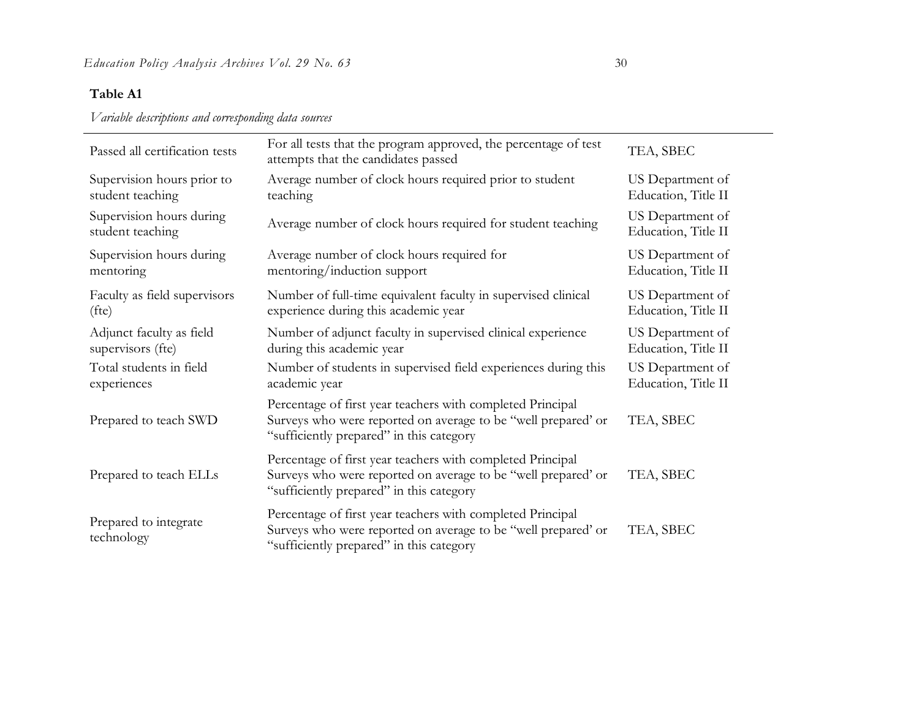**Table A1**

*Variable descriptions and corresponding data sources*

| | | |
|---|---|---|
| Passed all certification tests | For all tests that the program approved, the percentage of test attempts that the candidates passed | TEA, SBEC |
| Supervision hours prior to student teaching | Average number of clock hours required prior to student teaching | US Department of Education, Title II |
| Supervision hours during student teaching | Average number of clock hours required for student teaching | US Department of Education, Title II |
| Supervision hours during mentoring | Average number of clock hours required for mentoring/induction support | US Department of Education, Title II |
| Faculty as field supervisors (fte) | Number of full-time equivalent faculty in supervised clinical experience during this academic year | US Department of Education, Title II |
| Adjunct faculty as field supervisors (fte) | Number of adjunct faculty in supervised clinical experience during this academic year | US Department of Education, Title II |
| Total students in field experiences | Number of students in supervised field experiences during this academic year | US Department of Education, Title II |
| Prepared to teach SWD | Percentage of first year teachers with completed Principal Surveys who were reported on average to be "well prepared' or "sufficiently prepared" in this category | TEA, SBEC |
| Prepared to teach ELLs | Percentage of first year teachers with completed Principal Surveys who were reported on average to be "well prepared' or "sufficiently prepared" in this category | TEA, SBEC |
| Prepared to integrate technology | Percentage of first year teachers with completed Principal Surveys who were reported on average to be "well prepared' or "sufficiently prepared" in this category | TEA, SBEC |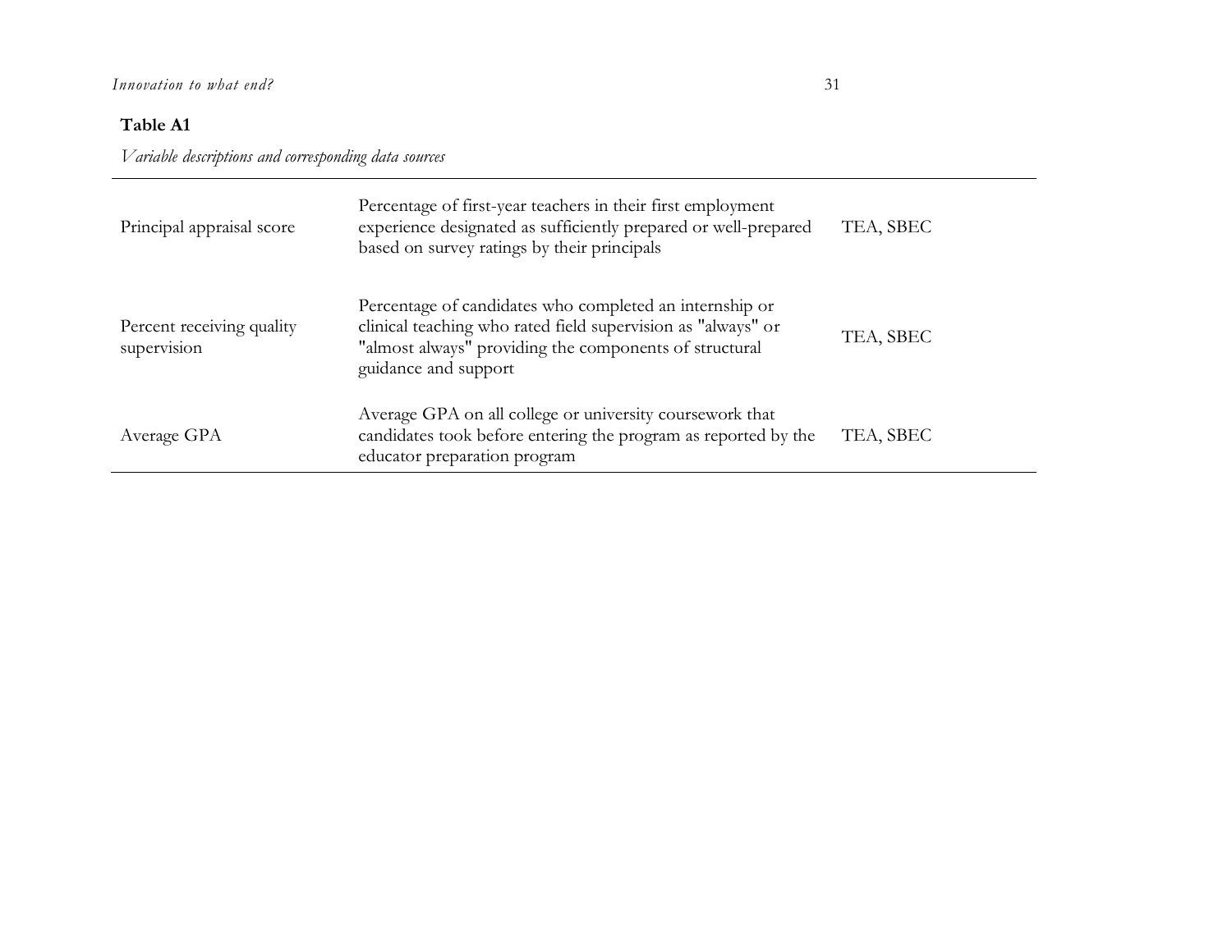**Table A1**

*Variable descriptions and corresponding data sources*

| | | |
|---|---|---|
| Principal appraisal score | Percentage of first-year teachers in their first employment experience designated as sufficiently prepared or well-prepared based on survey ratings by their principals | TEA, SBEC |
| Percent receiving quality supervision | Percentage of candidates who completed an internship or clinical teaching who rated field supervision as "always" or "almost always" providing the components of structural guidance and support | TEA, SBEC |
| Average GPA | Average GPA on all college or university coursework that candidates took before entering the program as reported by the educator preparation program | TEA, SBEC |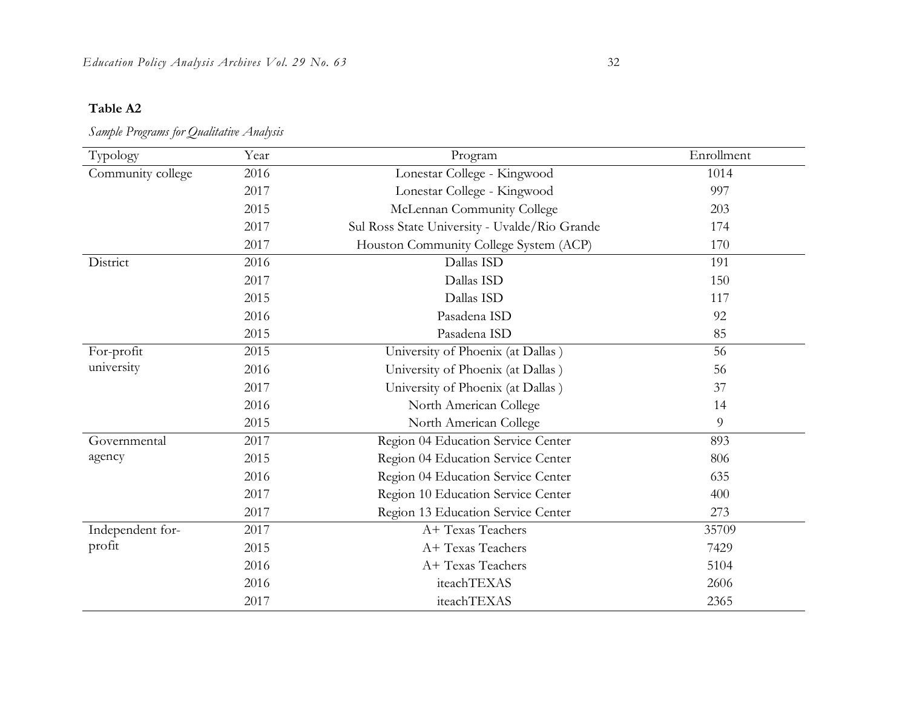**Table A2**

*Sample Programs for Qualitative Analysis*

| Typology | Year | Program | Enrollment |
|---|---|---|---|
| Community college | 2016 | Lonestar College - Kingwood | 1014 |
| | 2017 | Lonestar College - Kingwood | 997 |
| | 2015 | McLennan Community College | 203 |
| | 2017 | Sul Ross State University - Uvalde/Rio Grande | 174 |
| | 2017 | Houston Community College System (ACP) | 170 |
| District | 2016 | Dallas ISD | 191 |
| | 2017 | Dallas ISD | 150 |
| | 2015 | Dallas ISD | 117 |
| | 2016 | Pasadena ISD | 92 |
| | 2015 | Pasadena ISD | 85 |
| For-profit university | 2015 | University of Phoenix (at Dallas ) | 56 |
| | 2016 | University of Phoenix (at Dallas ) | 56 |
| | 2017 | University of Phoenix (at Dallas ) | 37 |
| | 2016 | North American College | 14 |
| | 2015 | North American College | 9 |
| Governmental agency | 2017 | Region 04 Education Service Center | 893 |
| | 2015 | Region 04 Education Service Center | 806 |
| | 2016 | Region 04 Education Service Center | 635 |
| | 2017 | Region 10 Education Service Center | 400 |
| | 2017 | Region 13 Education Service Center | 273 |
| Independent for-profit | 2017 | A+ Texas Teachers | 35709 |
| | 2015 | A+ Texas Teachers | 7429 |
| | 2016 | A+ Texas Teachers | 5104 |
| | 2016 | iteachTEXAS | 2606 |
| | 2017 | iteachTEXAS | 2365 |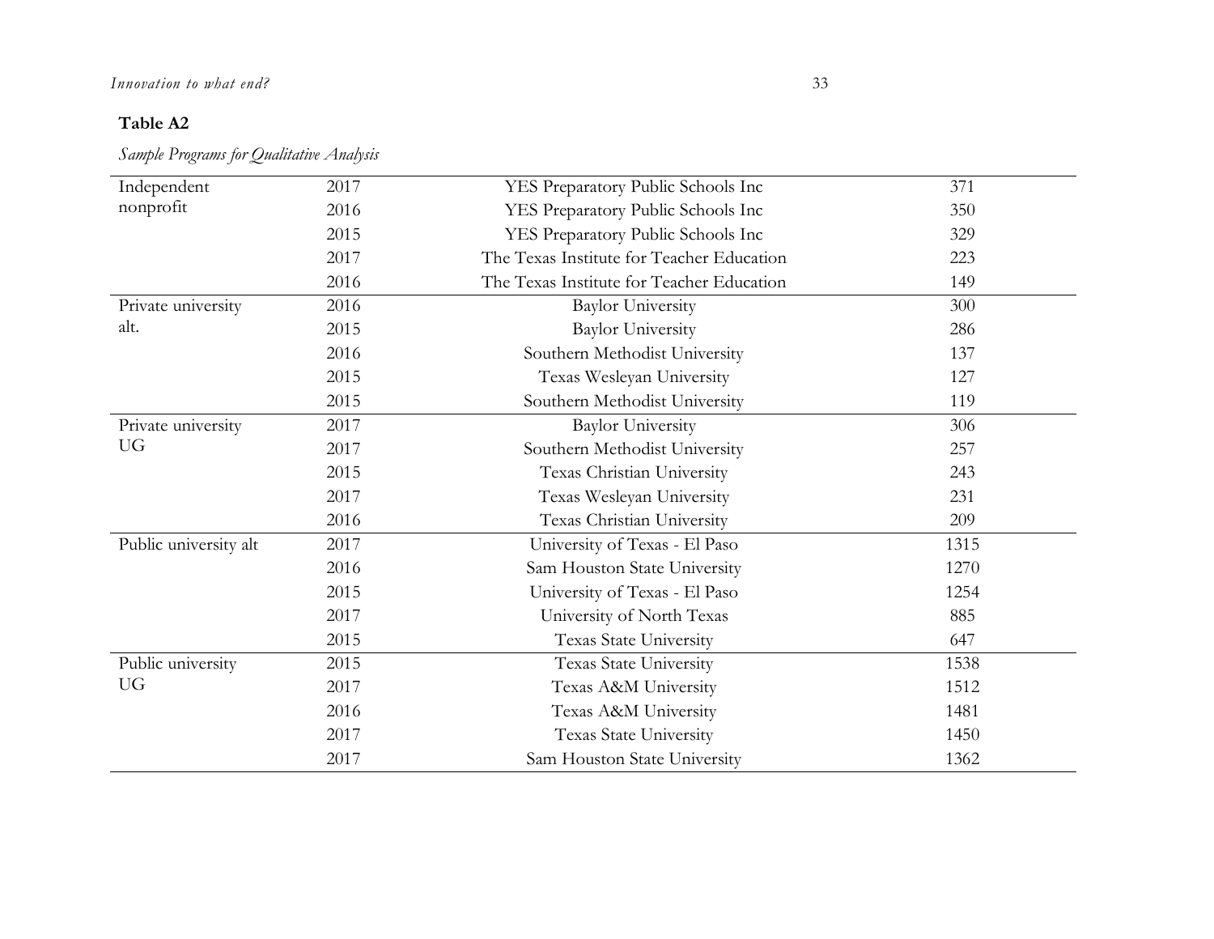**Table A2**

*Sample Programs for Qualitative Analysis*

| | | | |
|---|---|---|---|
| Independent nonprofit | 2017 | YES Preparatory Public Schools Inc | 371 |
| | 2016 | YES Preparatory Public Schools Inc | 350 |
| | 2015 | YES Preparatory Public Schools Inc | 329 |
| | 2017 | The Texas Institute for Teacher Education | 223 |
| | 2016 | The Texas Institute for Teacher Education | 149 |
| Private university alt. | 2016 | Baylor University | 300 |
| | 2015 | Baylor University | 286 |
| | 2016 | Southern Methodist University | 137 |
| | 2015 | Texas Wesleyan University | 127 |
| | 2015 | Southern Methodist University | 119 |
| Private university UG | 2017 | Baylor University | 306 |
| | 2017 | Southern Methodist University | 257 |
| | 2015 | Texas Christian University | 243 |
| | 2017 | Texas Wesleyan University | 231 |
| | 2016 | Texas Christian University | 209 |
| Public university alt | 2017 | University of Texas - El Paso | 1315 |
| | 2016 | Sam Houston State University | 1270 |
| | 2015 | University of Texas - El Paso | 1254 |
| | 2017 | University of North Texas | 885 |
| | 2015 | Texas State University | 647 |
| Public university UG | 2015 | Texas State University | 1538 |
| | 2017 | Texas A&M University | 1512 |
| | 2016 | Texas A&M University | 1481 |
| | 2017 | Texas State University | 1450 |
| | 2017 | Sam Houston State University | 1362 |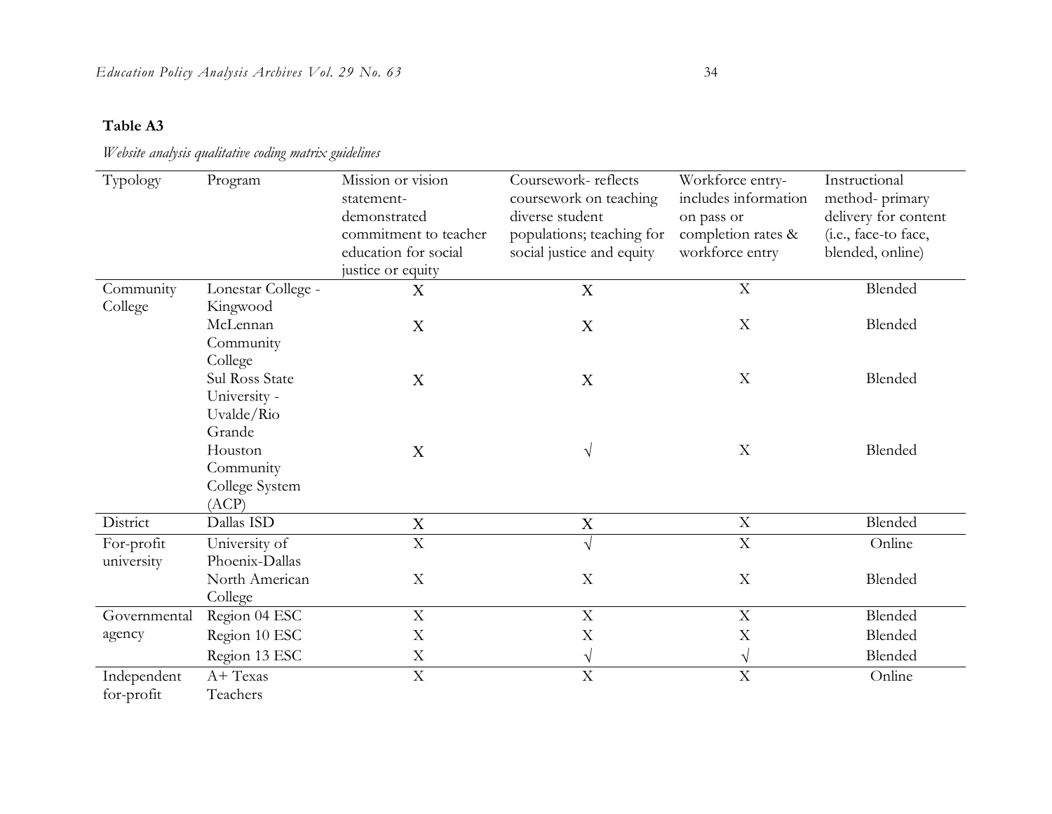**Table A3**

*Website analysis qualitative coding matrix guidelines*

| Typology | Program | Mission or vision statement- demonstrated commitment to teacher education for social justice or equity | Coursework- reflects coursework on teaching diverse student populations; teaching for social justice and equity | Workforce entry- includes information on pass or completion rates & workforce entry | Instructional method- primary delivery for content (i.e., face-to face, blended, online) |
|---|---|---|---|---|---|
| Community College | Lonestar College - Kingwood | X | X | X | Blended |
| | McLennan Community College | X | X | X | Blended |
| | Sul Ross State University - Uvalde/Rio Grande | X | X | X | Blended |
| | Houston Community College System (ACP) | X | √ | X | Blended |
| District | Dallas ISD | X | X | X | Blended |
| For-profit university | University of Phoenix-Dallas | X | √ | X | Online |
| | North American College | X | X | X | Blended |
| Governmental agency | Region 04 ESC | X | X | X | Blended |
| | Region 10 ESC | X | X | X | Blended |
| | Region 13 ESC | X | √ | √ | Blended |
| Independent for-profit | A+ Texas Teachers | X | X | X | Online |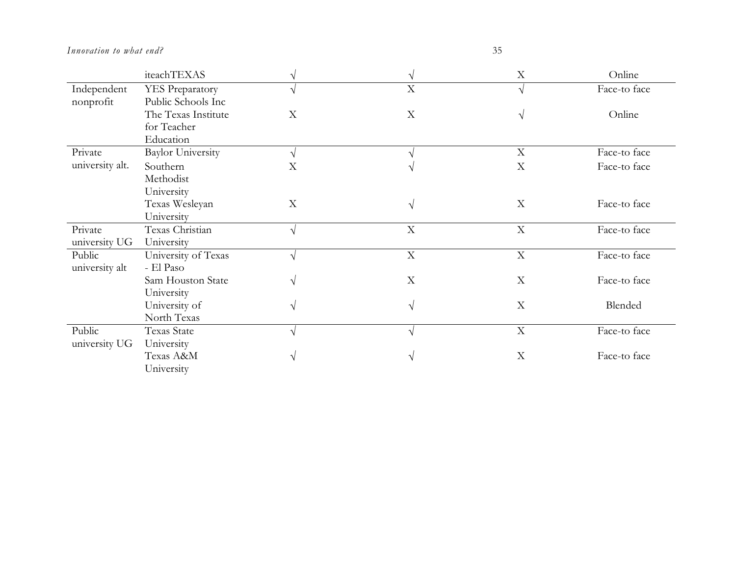| | | | | | |
|---|---|---|---|---|---|
| | iteachTEXAS | √ | √ | X | Online |
| Independent nonprofit | YES Preparatory Public Schools Inc | √ | X | √ | Face-to face |
| | The Texas Institute for Teacher Education | X | X | √ | Online |
| Private university alt. | Baylor University | √ | √ | X | Face-to face |
| | Southern Methodist University | X | √ | X | Face-to face |
| | Texas Wesleyan University | X | √ | X | Face-to face |
| Private university UG | Texas Christian University | √ | X | X | Face-to face |
| Public university alt | University of Texas - El Paso | √ | X | X | Face-to face |
| | Sam Houston State University | √ | X | X | Face-to face |
| | University of North Texas | √ | √ | X | Blended |
| Public university UG | Texas State University | √ | √ | X | Face-to face |
| | Texas A&M University | √ | √ | X | Face-to face |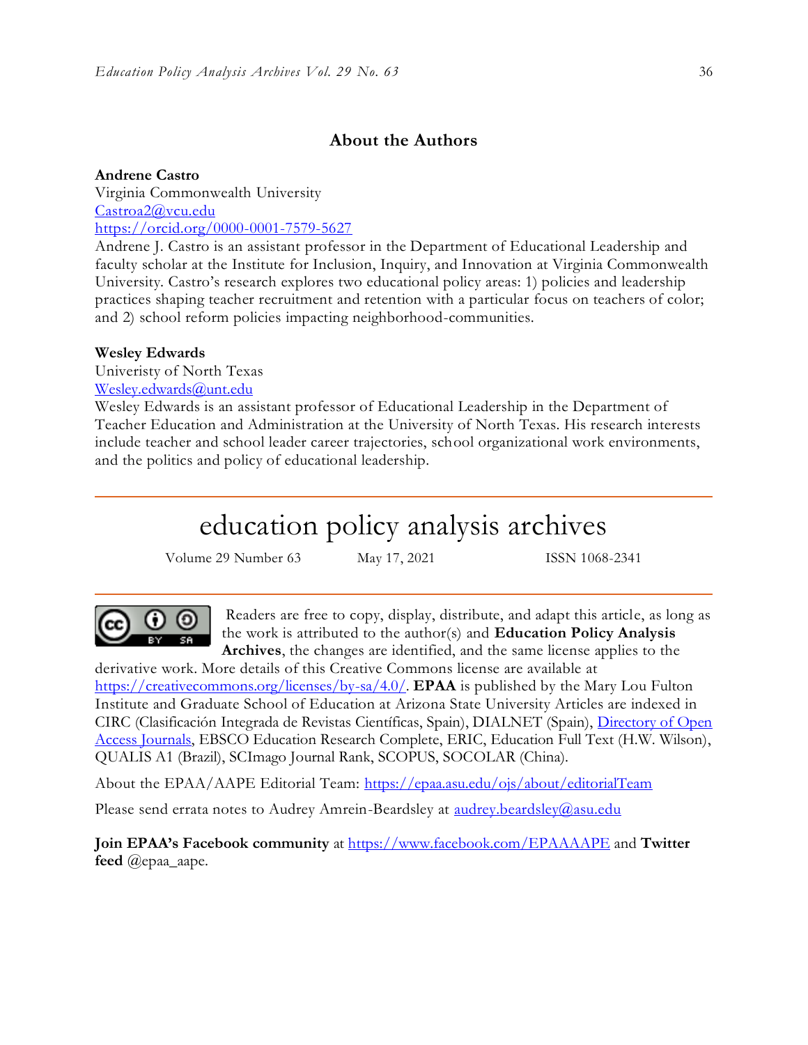## About the Authors

**Andrene Castro**
Virginia Commonwealth University
Castroa2@vcu.edu
https://orcid.org/0000-0001-7579-5627
Andrene J. Castro is an assistant professor in the Department of Educational Leadership and faculty scholar at the Institute for Inclusion, Inquiry, and Innovation at Virginia Commonwealth University. Castro's research explores two educational policy areas: 1) policies and leadership practices shaping teacher recruitment and retention with a particular focus on teachers of color; and 2) school reform policies impacting neighborhood-communities.

**Wesley Edwards**
Univeristy of North Texas
Wesley.edwards@unt.edu
Wesley Edwards is an assistant professor of Educational Leadership in the Department of Teacher Education and Administration at the University of North Texas. His research interests include teacher and school leader career trajectories, school organizational work environments, and the politics and policy of educational leadership.

---

# education policy analysis archives

Volume 29 Number 63 May 17, 2021 ISSN 1068-2341

---

Readers are free to copy, display, distribute, and adapt this article, as long as the work is attributed to the author(s) and **Education Policy Analysis Archives**, the changes are identified, and the same license applies to the derivative work. More details of this Creative Commons license are available at https://creativecommons.org/licenses/by-sa/4.0/. **EPAA** is published by the Mary Lou Fulton Institute and Graduate School of Education at Arizona State University Articles are indexed in CIRC (Clasificación Integrada de Revistas Científicas, Spain), DIALNET (Spain), Directory of Open Access Journals, EBSCO Education Research Complete, ERIC, Education Full Text (H.W. Wilson), QUALIS A1 (Brazil), SCImago Journal Rank, SCOPUS, SOCOLAR (China).

About the EPAA/AAPE Editorial Team: https://epaa.asu.edu/ojs/about/editorialTeam

Please send errata notes to Audrey Amrein-Beardsley at audrey.beardsley@asu.edu

**Join EPAA's Facebook community** at https://www.facebook.com/EPAAAAPE and **Twitter feed** @epaa_aape.